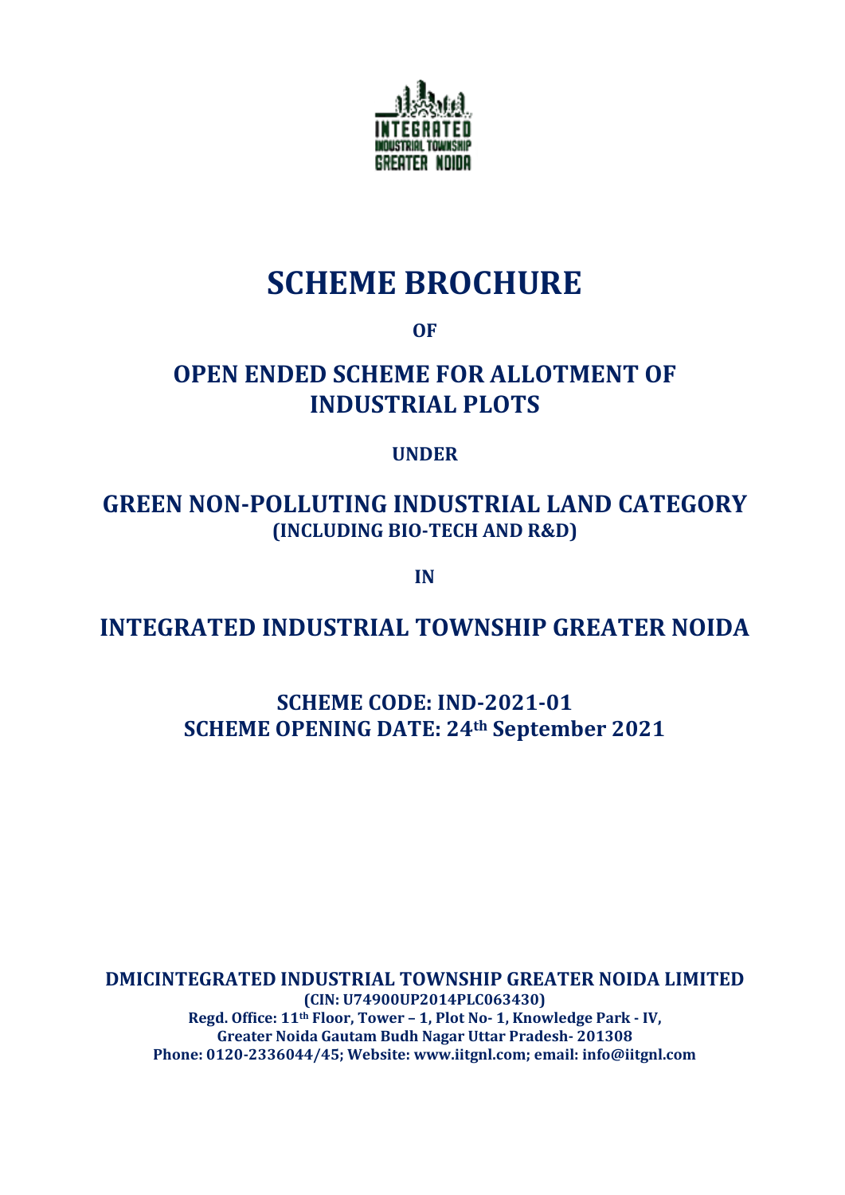# SCHEME BROCHURE

**OF**

## OPEN ENDED SCHEME FOR ALLOTMENT OF INDUSTRIAL PLOTS

**UNDER**

## GREEN NON-POLLUTING INDUSTRIAL LAND CATEGORY

**(INCLUDING BIO-TECH AND R&D)**

**IN**

## INTEGRATED INDUSTRIAL TOWNSHIP GREATER NOIDA

### SCHEME CODE: IND-2021-01
### SCHEME OPENING DATE: 24th September 2021

**DMICINTEGRATED INDUSTRIAL TOWNSHIP GREATER NOIDA LIMITED**
**(CIN: U74900UP2014PLC063430)**
**Regd. Office: 11th Floor, Tower – 1, Plot No- 1, Knowledge Park - IV, Greater Noida Gautam Budh Nagar Uttar Pradesh- 201308**
**Phone: 0120-2336044/45; Website: www.iitgnl.com; email: info@iitgnl.com**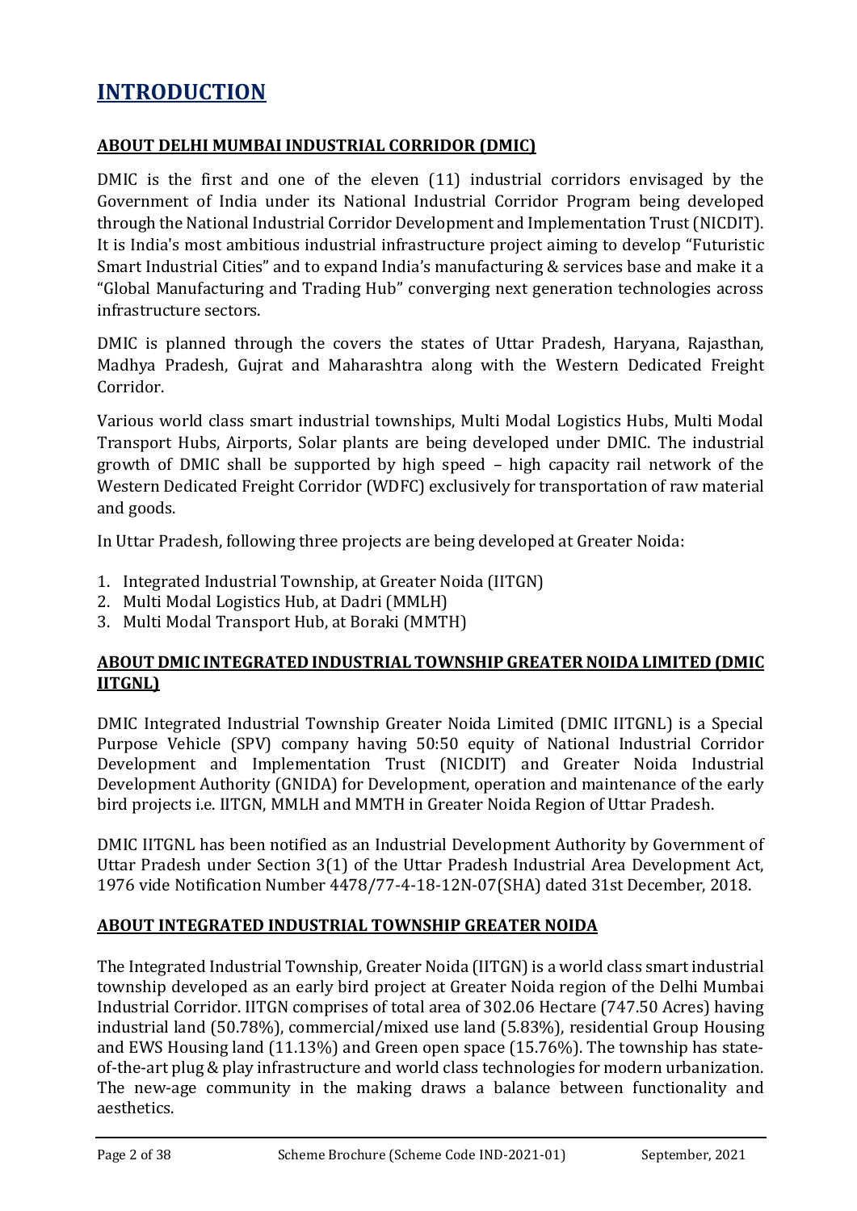# INTRODUCTION

## ABOUT DELHI MUMBAI INDUSTRIAL CORRIDOR (DMIC)

DMIC is the first and one of the eleven (11) industrial corridors envisaged by the Government of India under its National Industrial Corridor Program being developed through the National Industrial Corridor Development and Implementation Trust (NICDIT). It is India's most ambitious industrial infrastructure project aiming to develop "Futuristic Smart Industrial Cities" and to expand India's manufacturing & services base and make it a "Global Manufacturing and Trading Hub" converging next generation technologies across infrastructure sectors.

DMIC is planned through the covers the states of Uttar Pradesh, Haryana, Rajasthan, Madhya Pradesh, Gujrat and Maharashtra along with the Western Dedicated Freight Corridor.

Various world class smart industrial townships, Multi Modal Logistics Hubs, Multi Modal Transport Hubs, Airports, Solar plants are being developed under DMIC. The industrial growth of DMIC shall be supported by high speed – high capacity rail network of the Western Dedicated Freight Corridor (WDFC) exclusively for transportation of raw material and goods.

In Uttar Pradesh, following three projects are being developed at Greater Noida:

1. Integrated Industrial Township, at Greater Noida (IITGN)
2. Multi Modal Logistics Hub, at Dadri (MMLH)
3. Multi Modal Transport Hub, at Boraki (MMTH)

## ABOUT DMIC INTEGRATED INDUSTRIAL TOWNSHIP GREATER NOIDA LIMITED (DMIC IITGNL)

DMIC Integrated Industrial Township Greater Noida Limited (DMIC IITGNL) is a Special Purpose Vehicle (SPV) company having 50:50 equity of National Industrial Corridor Development and Implementation Trust (NICDIT) and Greater Noida Industrial Development Authority (GNIDA) for Development, operation and maintenance of the early bird projects i.e. IITGN, MMLH and MMTH in Greater Noida Region of Uttar Pradesh.

DMIC IITGNL has been notified as an Industrial Development Authority by Government of Uttar Pradesh under Section 3(1) of the Uttar Pradesh Industrial Area Development Act, 1976 vide Notification Number 4478/77-4-18-12N-07(SHA) dated 31st December, 2018.

## ABOUT INTEGRATED INDUSTRIAL TOWNSHIP GREATER NOIDA

The Integrated Industrial Township, Greater Noida (IITGN) is a world class smart industrial township developed as an early bird project at Greater Noida region of the Delhi Mumbai Industrial Corridor. IITGN comprises of total area of 302.06 Hectare (747.50 Acres) having industrial land (50.78%), commercial/mixed use land (5.83%), residential Group Housing and EWS Housing land (11.13%) and Green open space (15.76%). The township has state-of-the-art plug & play infrastructure and world class technologies for modern urbanization. The new-age community in the making draws a balance between functionality and aesthetics.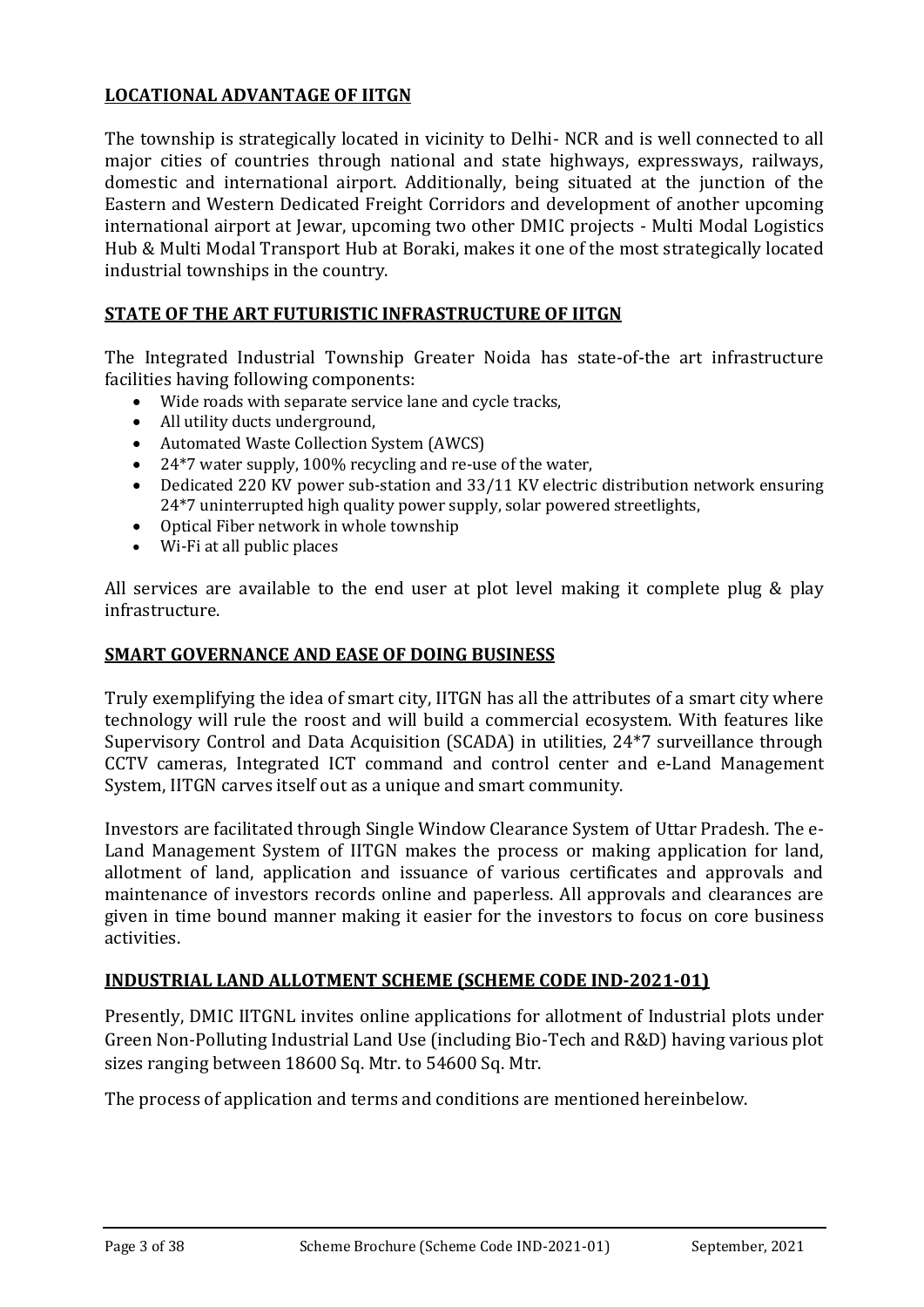## LOCATIONAL ADVANTAGE OF IITGN

The township is strategically located in vicinity to Delhi- NCR and is well connected to all major cities of countries through national and state highways, expressways, railways, domestic and international airport. Additionally, being situated at the junction of the Eastern and Western Dedicated Freight Corridors and development of another upcoming international airport at Jewar, upcoming two other DMIC projects - Multi Modal Logistics Hub & Multi Modal Transport Hub at Boraki, makes it one of the most strategically located industrial townships in the country.

## STATE OF THE ART FUTURISTIC INFRASTRUCTURE OF IITGN

The Integrated Industrial Township Greater Noida has state-of-the art infrastructure facilities having following components:

- Wide roads with separate service lane and cycle tracks,
- All utility ducts underground,
- Automated Waste Collection System (AWCS)
- 24*7 water supply, 100% recycling and re-use of the water,
- Dedicated 220 KV power sub-station and 33/11 KV electric distribution network ensuring 24*7 uninterrupted high quality power supply, solar powered streetlights,
- Optical Fiber network in whole township
- Wi-Fi at all public places

All services are available to the end user at plot level making it complete plug & play infrastructure.

## SMART GOVERNANCE AND EASE OF DOING BUSINESS

Truly exemplifying the idea of smart city, IITGN has all the attributes of a smart city where technology will rule the roost and will build a commercial ecosystem. With features like Supervisory Control and Data Acquisition (SCADA) in utilities, 24*7 surveillance through CCTV cameras, Integrated ICT command and control center and e-Land Management System, IITGN carves itself out as a unique and smart community.

Investors are facilitated through Single Window Clearance System of Uttar Pradesh. The e-Land Management System of IITGN makes the process or making application for land, allotment of land, application and issuance of various certificates and approvals and maintenance of investors records online and paperless. All approvals and clearances are given in time bound manner making it easier for the investors to focus on core business activities.

## INDUSTRIAL LAND ALLOTMENT SCHEME (SCHEME CODE IND-2021-01)

Presently, DMIC IITGNL invites online applications for allotment of Industrial plots under Green Non-Polluting Industrial Land Use (including Bio-Tech and R&D) having various plot sizes ranging between 18600 Sq. Mtr. to 54600 Sq. Mtr.

The process of application and terms and conditions are mentioned hereinbelow.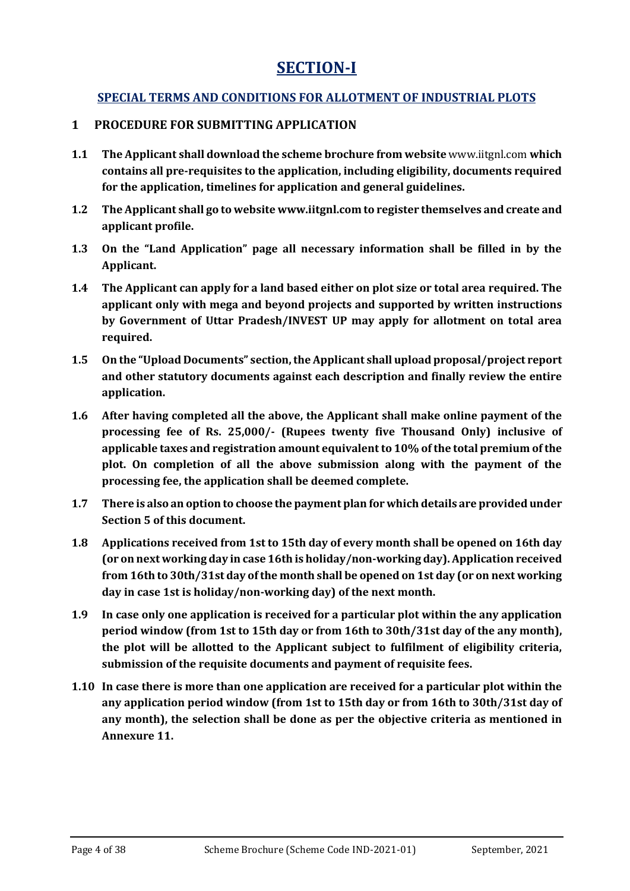# SECTION-I

## SPECIAL TERMS AND CONDITIONS FOR ALLOTMENT OF INDUSTRIAL PLOTS

### 1 PROCEDURE FOR SUBMITTING APPLICATION

**1.1 The Applicant shall download the scheme brochure from website** www.iitgnl.com **which contains all pre-requisites to the application, including eligibility, documents required for the application, timelines for application and general guidelines.**

**1.2 The Applicant shall go to website www.iitgnl.com to register themselves and create and applicant profile.**

**1.3 On the "Land Application" page all necessary information shall be filled in by the Applicant.**

**1.4 The Applicant can apply for a land based either on plot size or total area required. The applicant only with mega and beyond projects and supported by written instructions by Government of Uttar Pradesh/INVEST UP may apply for allotment on total area required.**

**1.5 On the "Upload Documents" section, the Applicant shall upload proposal/project report and other statutory documents against each description and finally review the entire application.**

**1.6 After having completed all the above, the Applicant shall make online payment of the processing fee of Rs. 25,000/- (Rupees twenty five Thousand Only) inclusive of applicable taxes and registration amount equivalent to 10% of the total premium of the plot. On completion of all the above submission along with the payment of the processing fee, the application shall be deemed complete.**

**1.7 There is also an option to choose the payment plan for which details are provided under Section 5 of this document.**

**1.8 Applications received from 1st to 15th day of every month shall be opened on 16th day (or on next working day in case 16th is holiday/non-working day). Application received from 16th to 30th/31st day of the month shall be opened on 1st day (or on next working day in case 1st is holiday/non-working day) of the next month.**

**1.9 In case only one application is received for a particular plot within the any application period window (from 1st to 15th day or from 16th to 30th/31st day of the any month), the plot will be allotted to the Applicant subject to fulfilment of eligibility criteria, submission of the requisite documents and payment of requisite fees.**

**1.10 In case there is more than one application are received for a particular plot within the any application period window (from 1st to 15th day or from 16th to 30th/31st day of any month), the selection shall be done as per the objective criteria as mentioned in Annexure 11.**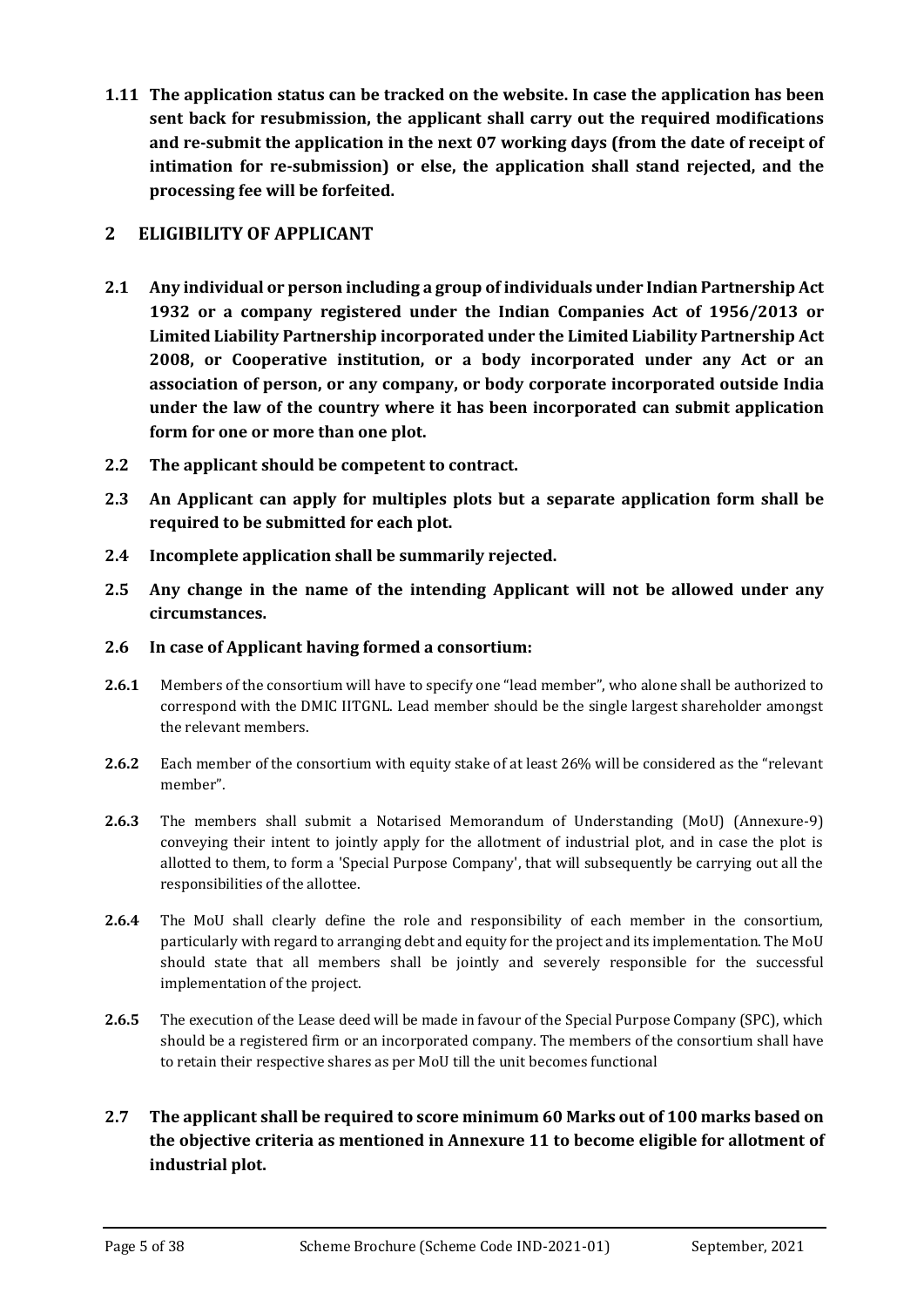**1.11 The application status can be tracked on the website. In case the application has been sent back for resubmission, the applicant shall carry out the required modifications and re-submit the application in the next 07 working days (from the date of receipt of intimation for re-submission) or else, the application shall stand rejected, and the processing fee will be forfeited.**

## 2 ELIGIBILITY OF APPLICANT

**2.1 Any individual or person including a group of individuals under Indian Partnership Act 1932 or a company registered under the Indian Companies Act of 1956/2013 or Limited Liability Partnership incorporated under the Limited Liability Partnership Act 2008, or Cooperative institution, or a body incorporated under any Act or an association of person, or any company, or body corporate incorporated outside India under the law of the country where it has been incorporated can submit application form for one or more than one plot.**

**2.2 The applicant should be competent to contract.**

**2.3 An Applicant can apply for multiples plots but a separate application form shall be required to be submitted for each plot.**

**2.4 Incomplete application shall be summarily rejected.**

**2.5 Any change in the name of the intending Applicant will not be allowed under any circumstances.**

**2.6 In case of Applicant having formed a consortium:**

**2.6.1** Members of the consortium will have to specify one "lead member", who alone shall be authorized to correspond with the DMIC IITGNL. Lead member should be the single largest shareholder amongst the relevant members.

**2.6.2** Each member of the consortium with equity stake of at least 26% will be considered as the "relevant member".

**2.6.3** The members shall submit a Notarised Memorandum of Understanding (MoU) (Annexure-9) conveying their intent to jointly apply for the allotment of industrial plot, and in case the plot is allotted to them, to form a 'Special Purpose Company', that will subsequently be carrying out all the responsibilities of the allottee.

**2.6.4** The MoU shall clearly define the role and responsibility of each member in the consortium, particularly with regard to arranging debt and equity for the project and its implementation. The MoU should state that all members shall be jointly and severely responsible for the successful implementation of the project.

**2.6.5** The execution of the Lease deed will be made in favour of the Special Purpose Company (SPC), which should be a registered firm or an incorporated company. The members of the consortium shall have to retain their respective shares as per MoU till the unit becomes functional

**2.7 The applicant shall be required to score minimum 60 Marks out of 100 marks based on the objective criteria as mentioned in Annexure 11 to become eligible for allotment of industrial plot.**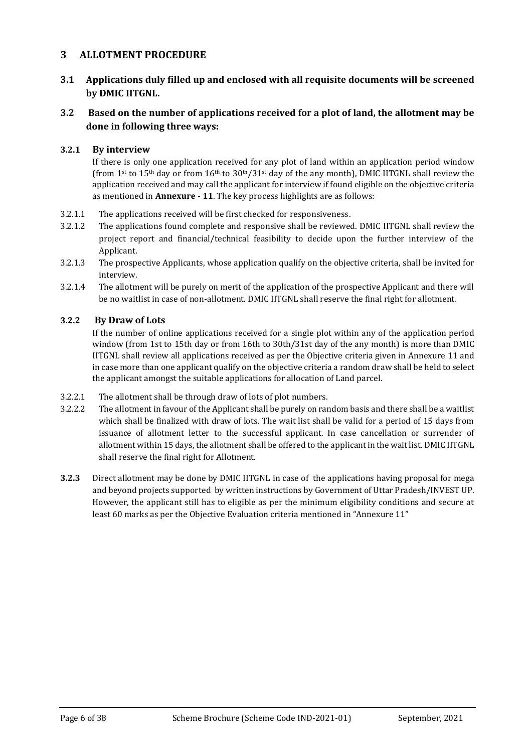## 3 ALLOTMENT PROCEDURE

### 3.1 Applications duly filled up and enclosed with all requisite documents will be screened by DMIC IITGNL.

### 3.2 Based on the number of applications received for a plot of land, the allotment may be done in following three ways:

#### 3.2.1 By interview

If there is only one application received for any plot of land within an application period window (from 1st to 15th day or from 16th to 30th/31st day of the any month), DMIC IITGNL shall review the application received and may call the applicant for interview if found eligible on the objective criteria as mentioned in **Annexure - 11**. The key process highlights are as follows:

3.2.1.1 The applications received will be first checked for responsiveness.

3.2.1.2 The applications found complete and responsive shall be reviewed. DMIC IITGNL shall review the project report and financial/technical feasibility to decide upon the further interview of the Applicant.

3.2.1.3 The prospective Applicants, whose application qualify on the objective criteria, shall be invited for interview.

3.2.1.4 The allotment will be purely on merit of the application of the prospective Applicant and there will be no waitlist in case of non-allotment. DMIC IITGNL shall reserve the final right for allotment.

#### 3.2.2 By Draw of Lots

If the number of online applications received for a single plot within any of the application period window (from 1st to 15th day or from 16th to 30th/31st day of the any month) is more than DMIC IITGNL shall review all applications received as per the Objective criteria given in Annexure 11 and in case more than one applicant qualify on the objective criteria a random draw shall be held to select the applicant amongst the suitable applications for allocation of Land parcel.

3.2.2.1 The allotment shall be through draw of lots of plot numbers.

3.2.2.2 The allotment in favour of the Applicant shall be purely on random basis and there shall be a waitlist which shall be finalized with draw of lots. The wait list shall be valid for a period of 15 days from issuance of allotment letter to the successful applicant. In case cancellation or surrender of allotment within 15 days, the allotment shall be offered to the applicant in the wait list. DMIC IITGNL shall reserve the final right for Allotment.

**3.2.3** Direct allotment may be done by DMIC IITGNL in case of the applications having proposal for mega and beyond projects supported by written instructions by Government of Uttar Pradesh/INVEST UP. However, the applicant still has to eligible as per the minimum eligibility conditions and secure at least 60 marks as per the Objective Evaluation criteria mentioned in "Annexure 11"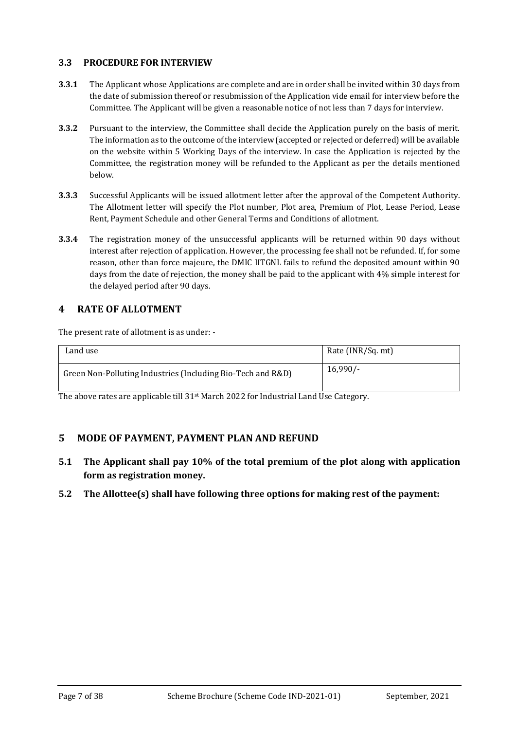### 3.3 PROCEDURE FOR INTERVIEW

**3.3.1** The Applicant whose Applications are complete and are in order shall be invited within 30 days from the date of submission thereof or resubmission of the Application vide email for interview before the Committee. The Applicant will be given a reasonable notice of not less than 7 days for interview.

**3.3.2** Pursuant to the interview, the Committee shall decide the Application purely on the basis of merit. The information as to the outcome of the interview (accepted or rejected or deferred) will be available on the website within 5 Working Days of the interview. In case the Application is rejected by the Committee, the registration money will be refunded to the Applicant as per the details mentioned below.

**3.3.3** Successful Applicants will be issued allotment letter after the approval of the Competent Authority. The Allotment letter will specify the Plot number, Plot area, Premium of Plot, Lease Period, Lease Rent, Payment Schedule and other General Terms and Conditions of allotment.

**3.3.4** The registration money of the unsuccessful applicants will be returned within 90 days without interest after rejection of application. However, the processing fee shall not be refunded. If, for some reason, other than force majeure, the DMIC IITGNL fails to refund the deposited amount within 90 days from the date of rejection, the money shall be paid to the applicant with 4% simple interest for the delayed period after 90 days.

## 4 RATE OF ALLOTMENT

The present rate of allotment is as under: -

| Land use | Rate (INR/Sq. mt) |
|---|---|
| Green Non-Polluting Industries (Including Bio-Tech and R&D) | 16,990/- |

The above rates are applicable till 31st March 2022 for Industrial Land Use Category.

## 5 MODE OF PAYMENT, PAYMENT PLAN AND REFUND

**5.1 The Applicant shall pay 10% of the total premium of the plot along with application form as registration money.**

**5.2 The Allottee(s) shall have following three options for making rest of the payment:**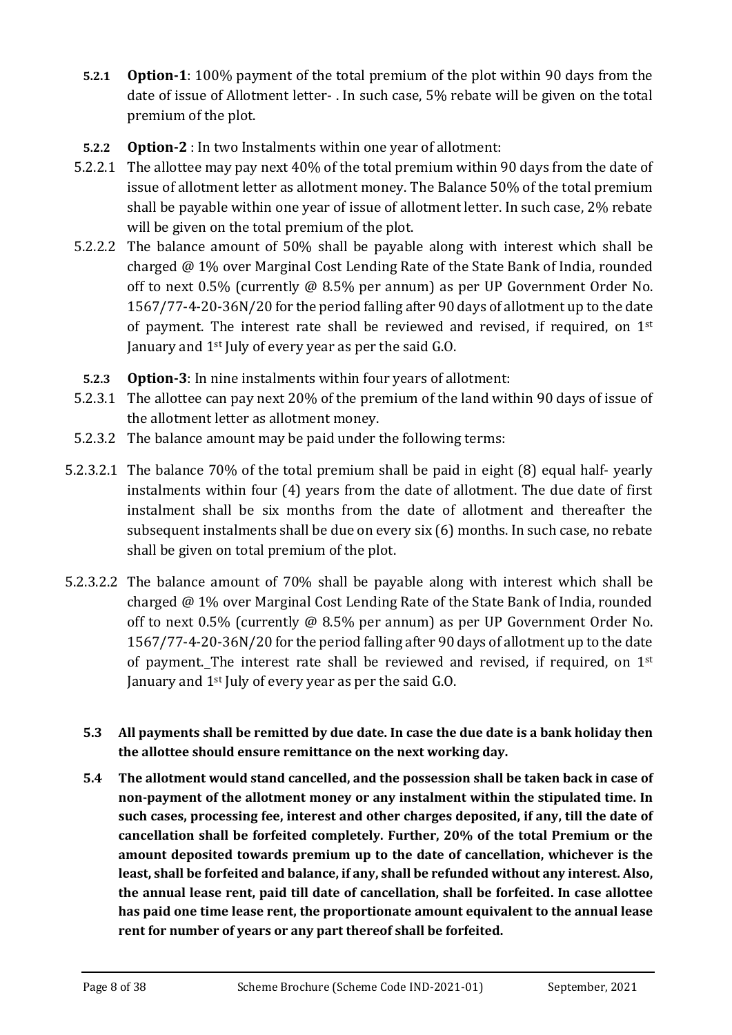**5.2.1** **Option-1**: 100% payment of the total premium of the plot within 90 days from the date of issue of Allotment letter- . In such case, 5% rebate will be given on the total premium of the plot.

**5.2.2** **Option-2** : In two Instalments within one year of allotment:

5.2.2.1 The allottee may pay next 40% of the total premium within 90 days from the date of issue of allotment letter as allotment money. The Balance 50% of the total premium shall be payable within one year of issue of allotment letter. In such case, 2% rebate will be given on the total premium of the plot.

5.2.2.2 The balance amount of 50% shall be payable along with interest which shall be charged @ 1% over Marginal Cost Lending Rate of the State Bank of India, rounded off to next 0.5% (currently @ 8.5% per annum) as per UP Government Order No. 1567/77-4-20-36N/20 for the period falling after 90 days of allotment up to the date of payment. The interest rate shall be reviewed and revised, if required, on 1st January and 1st July of every year as per the said G.O.

**5.2.3** **Option-3**: In nine instalments within four years of allotment:

5.2.3.1 The allottee can pay next 20% of the premium of the land within 90 days of issue of the allotment letter as allotment money.

5.2.3.2 The balance amount may be paid under the following terms:

5.2.3.2.1 The balance 70% of the total premium shall be paid in eight (8) equal half- yearly instalments within four (4) years from the date of allotment. The due date of first instalment shall be six months from the date of allotment and thereafter the subsequent instalments shall be due on every six (6) months. In such case, no rebate shall be given on total premium of the plot.

5.2.3.2.2 The balance amount of 70% shall be payable along with interest which shall be charged @ 1% over Marginal Cost Lending Rate of the State Bank of India, rounded off to next 0.5% (currently @ 8.5% per annum) as per UP Government Order No. 1567/77-4-20-36N/20 for the period falling after 90 days of allotment up to the date of payment._The interest rate shall be reviewed and revised, if required, on 1st January and 1st July of every year as per the said G.O.

**5.3** **All payments shall be remitted by due date. In case the due date is a bank holiday then the allottee should ensure remittance on the next working day.**

**5.4** **The allotment would stand cancelled, and the possession shall be taken back in case of non-payment of the allotment money or any instalment within the stipulated time. In such cases, processing fee, interest and other charges deposited, if any, till the date of cancellation shall be forfeited completely. Further, 20% of the total Premium or the amount deposited towards premium up to the date of cancellation, whichever is the least, shall be forfeited and balance, if any, shall be refunded without any interest. Also, the annual lease rent, paid till date of cancellation, shall be forfeited. In case allottee has paid one time lease rent, the proportionate amount equivalent to the annual lease rent for number of years or any part thereof shall be forfeited.**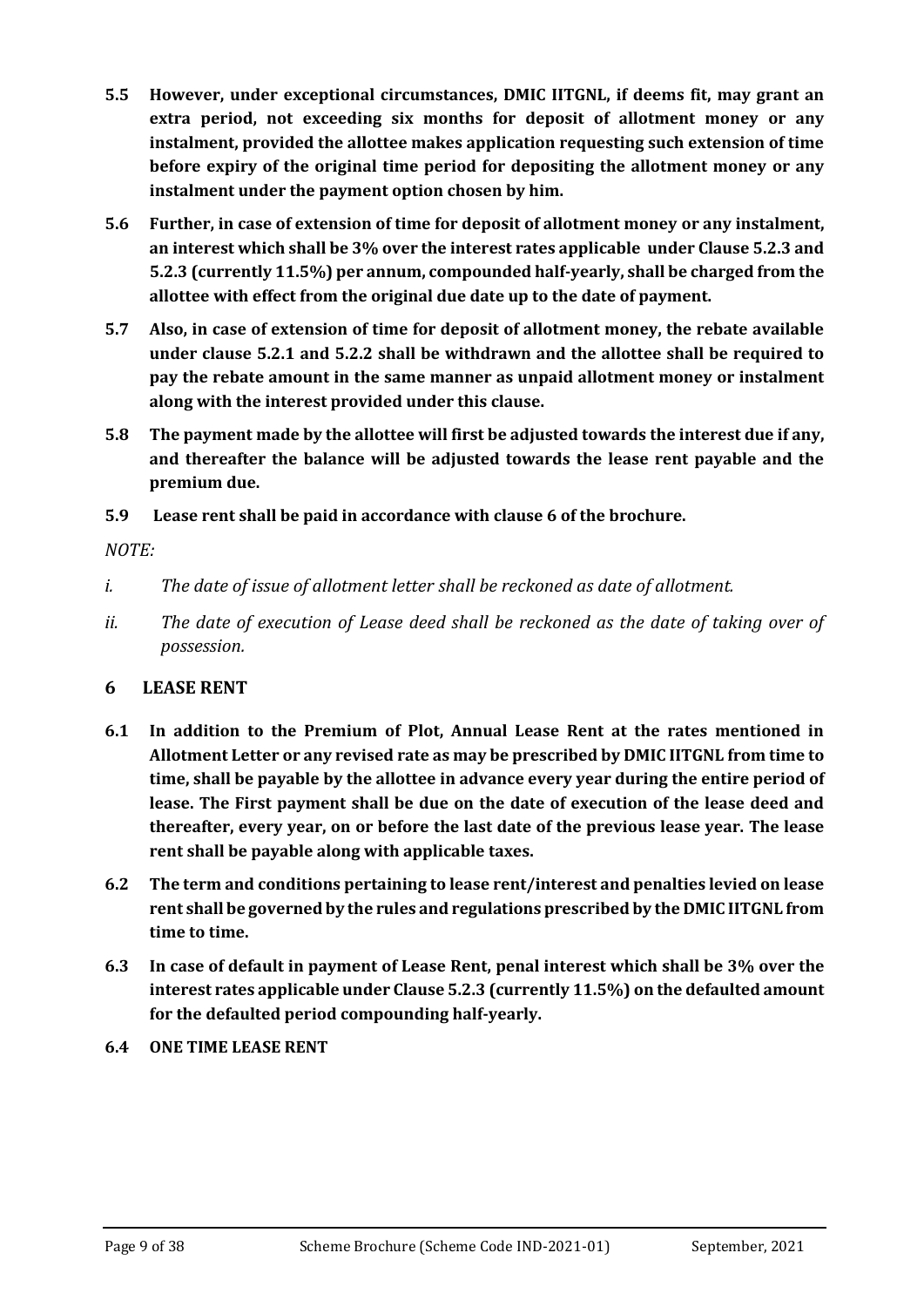**5.5 However, under exceptional circumstances, DMIC IITGNL, if deems fit, may grant an extra period, not exceeding six months for deposit of allotment money or any instalment, provided the allottee makes application requesting such extension of time before expiry of the original time period for depositing the allotment money or any instalment under the payment option chosen by him.**

**5.6 Further, in case of extension of time for deposit of allotment money or any instalment, an interest which shall be 3% over the interest rates applicable under Clause 5.2.3 and 5.2.3 (currently 11.5%) per annum, compounded half-yearly, shall be charged from the allottee with effect from the original due date up to the date of payment.**

**5.7 Also, in case of extension of time for deposit of allotment money, the rebate available under clause 5.2.1 and 5.2.2 shall be withdrawn and the allottee shall be required to pay the rebate amount in the same manner as unpaid allotment money or instalment along with the interest provided under this clause.**

**5.8 The payment made by the allottee will first be adjusted towards the interest due if any, and thereafter the balance will be adjusted towards the lease rent payable and the premium due.**

**5.9 Lease rent shall be paid in accordance with clause 6 of the brochure.**

*NOTE:*

*i. The date of issue of allotment letter shall be reckoned as date of allotment.*

*ii. The date of execution of Lease deed shall be reckoned as the date of taking over of possession.*

## 6 LEASE RENT

**6.1 In addition to the Premium of Plot, Annual Lease Rent at the rates mentioned in Allotment Letter or any revised rate as may be prescribed by DMIC IITGNL from time to time, shall be payable by the allottee in advance every year during the entire period of lease. The First payment shall be due on the date of execution of the lease deed and thereafter, every year, on or before the last date of the previous lease year. The lease rent shall be payable along with applicable taxes.**

**6.2 The term and conditions pertaining to lease rent/interest and penalties levied on lease rent shall be governed by the rules and regulations prescribed by the DMIC IITGNL from time to time.**

**6.3 In case of default in payment of Lease Rent, penal interest which shall be 3% over the interest rates applicable under Clause 5.2.3 (currently 11.5%) on the defaulted amount for the defaulted period compounding half-yearly.**

**6.4 ONE TIME LEASE RENT**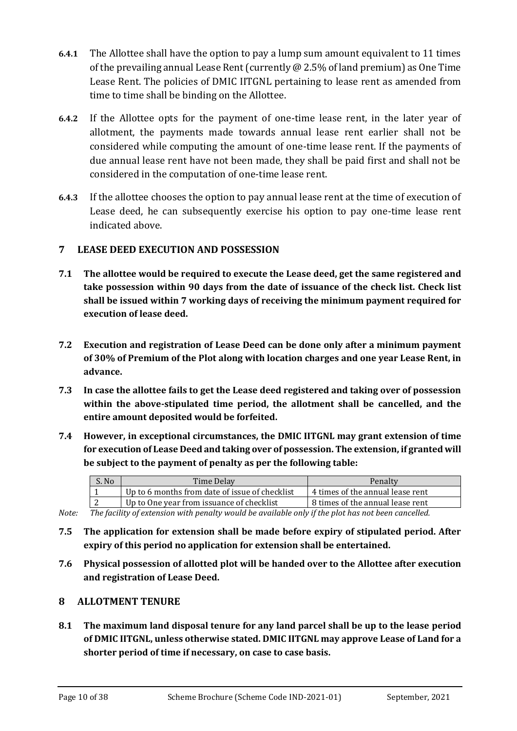**6.4.1** The Allottee shall have the option to pay a lump sum amount equivalent to 11 times of the prevailing annual Lease Rent (currently @ 2.5% of land premium) as One Time Lease Rent. The policies of DMIC IITGNL pertaining to lease rent as amended from time to time shall be binding on the Allottee.

**6.4.2** If the Allottee opts for the payment of one-time lease rent, in the later year of allotment, the payments made towards annual lease rent earlier shall not be considered while computing the amount of one-time lease rent. If the payments of due annual lease rent have not been made, they shall be paid first and shall not be considered in the computation of one-time lease rent.

**6.4.3** If the allottee chooses the option to pay annual lease rent at the time of execution of Lease deed, he can subsequently exercise his option to pay one-time lease rent indicated above.

## 7 LEASE DEED EXECUTION AND POSSESSION

**7.1 The allottee would be required to execute the Lease deed, get the same registered and take possession within 90 days from the date of issuance of the check list. Check list shall be issued within 7 working days of receiving the minimum payment required for execution of lease deed.**

**7.2 Execution and registration of Lease Deed can be done only after a minimum payment of 30% of Premium of the Plot along with location charges and one year Lease Rent, in advance.**

**7.3 In case the allottee fails to get the Lease deed registered and taking over of possession within the above-stipulated time period, the allotment shall be cancelled, and the entire amount deposited would be forfeited.**

**7.4 However, in exceptional circumstances, the DMIC IITGNL may grant extension of time for execution of Lease Deed and taking over of possession. The extension, if granted will be subject to the payment of penalty as per the following table:**

| S. No | Time Delay | Penalty |
|---|---|---|
| 1 | Up to 6 months from date of issue of checklist | 4 times of the annual lease rent |
| 2 | Up to One year from issuance of checklist | 8 times of the annual lease rent |

*Note: The facility of extension with penalty would be available only if the plot has not been cancelled.*

**7.5 The application for extension shall be made before expiry of stipulated period. After expiry of this period no application for extension shall be entertained.**

**7.6 Physical possession of allotted plot will be handed over to the Allottee after execution and registration of Lease Deed.**

## 8 ALLOTMENT TENURE

**8.1 The maximum land disposal tenure for any land parcel shall be up to the lease period of DMIC IITGNL, unless otherwise stated. DMIC IITGNL may approve Lease of Land for a shorter period of time if necessary, on case to case basis.**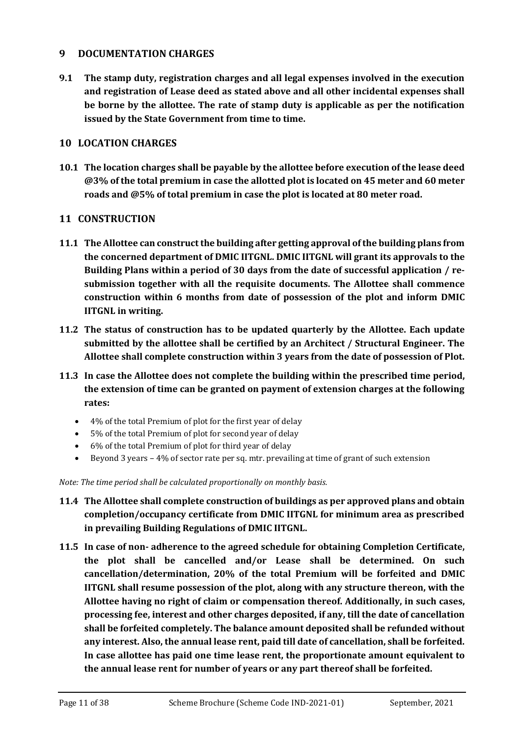## 9 DOCUMENTATION CHARGES

**9.1 The stamp duty, registration charges and all legal expenses involved in the execution and registration of Lease deed as stated above and all other incidental expenses shall be borne by the allottee. The rate of stamp duty is applicable as per the notification issued by the State Government from time to time.**

## 10 LOCATION CHARGES

**10.1 The location charges shall be payable by the allottee before execution of the lease deed @3% of the total premium in case the allotted plot is located on 45 meter and 60 meter roads and @5% of total premium in case the plot is located at 80 meter road.**

## 11 CONSTRUCTION

**11.1 The Allottee can construct the building after getting approval of the building plans from the concerned department of DMIC IITGNL. DMIC IITGNL will grant its approvals to the Building Plans within a period of 30 days from the date of successful application / re-submission together with all the requisite documents. The Allottee shall commence construction within 6 months from date of possession of the plot and inform DMIC IITGNL in writing.**

**11.2 The status of construction has to be updated quarterly by the Allottee. Each update submitted by the allottee shall be certified by an Architect / Structural Engineer. The Allottee shall complete construction within 3 years from the date of possession of Plot.**

**11.3 In case the Allottee does not complete the building within the prescribed time period, the extension of time can be granted on payment of extension charges at the following rates:**

- 4% of the total Premium of plot for the first year of delay
- 5% of the total Premium of plot for second year of delay
- 6% of the total Premium of plot for third year of delay
- Beyond 3 years – 4% of sector rate per sq. mtr. prevailing at time of grant of such extension

*Note: The time period shall be calculated proportionally on monthly basis.*

**11.4 The Allottee shall complete construction of buildings as per approved plans and obtain completion/occupancy certificate from DMIC IITGNL for minimum area as prescribed in prevailing Building Regulations of DMIC IITGNL.**

**11.5 In case of non- adherence to the agreed schedule for obtaining Completion Certificate, the plot shall be cancelled and/or Lease shall be determined. On such cancellation/determination, 20% of the total Premium will be forfeited and DMIC IITGNL shall resume possession of the plot, along with any structure thereon, with the Allottee having no right of claim or compensation thereof. Additionally, in such cases, processing fee, interest and other charges deposited, if any, till the date of cancellation shall be forfeited completely. The balance amount deposited shall be refunded without any interest. Also, the annual lease rent, paid till date of cancellation, shall be forfeited. In case allottee has paid one time lease rent, the proportionate amount equivalent to the annual lease rent for number of years or any part thereof shall be forfeited.**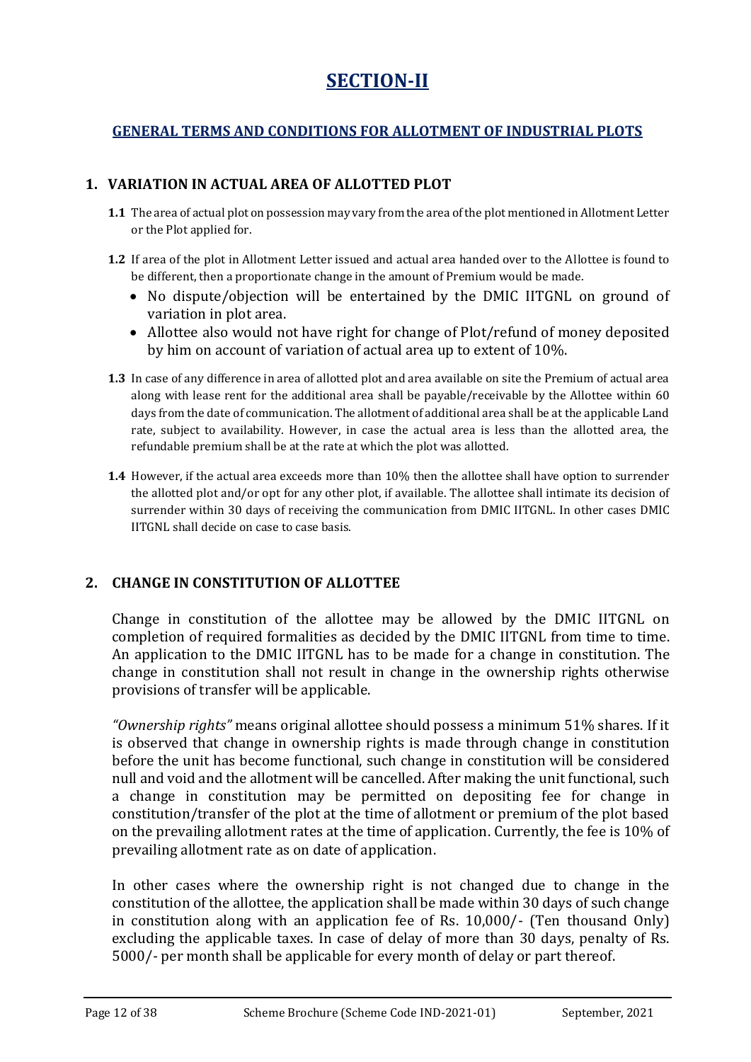# SECTION-II

## GENERAL TERMS AND CONDITIONS FOR ALLOTMENT OF INDUSTRIAL PLOTS

### 1. VARIATION IN ACTUAL AREA OF ALLOTTED PLOT

**1.1** The area of actual plot on possession may vary from the area of the plot mentioned in Allotment Letter or the Plot applied for.

**1.2** If area of the plot in Allotment Letter issued and actual area handed over to the Allottee is found to be different, then a proportionate change in the amount of Premium would be made.

- No dispute/objection will be entertained by the DMIC IITGNL on ground of variation in plot area.
- Allottee also would not have right for change of Plot/refund of money deposited by him on account of variation of actual area up to extent of 10%.

**1.3** In case of any difference in area of allotted plot and area available on site the Premium of actual area along with lease rent for the additional area shall be payable/receivable by the Allottee within 60 days from the date of communication. The allotment of additional area shall be at the applicable Land rate, subject to availability. However, in case the actual area is less than the allotted area, the refundable premium shall be at the rate at which the plot was allotted.

**1.4** However, if the actual area exceeds more than 10% then the allottee shall have option to surrender the allotted plot and/or opt for any other plot, if available. The allottee shall intimate its decision of surrender within 30 days of receiving the communication from DMIC IITGNL. In other cases DMIC IITGNL shall decide on case to case basis.

### 2. CHANGE IN CONSTITUTION OF ALLOTTEE

Change in constitution of the allottee may be allowed by the DMIC IITGNL on completion of required formalities as decided by the DMIC IITGNL from time to time. An application to the DMIC IITGNL has to be made for a change in constitution. The change in constitution shall not result in change in the ownership rights otherwise provisions of transfer will be applicable.

*"Ownership rights"* means original allottee should possess a minimum 51% shares. If it is observed that change in ownership rights is made through change in constitution before the unit has become functional, such change in constitution will be considered null and void and the allotment will be cancelled. After making the unit functional, such a change in constitution may be permitted on depositing fee for change in constitution/transfer of the plot at the time of allotment or premium of the plot based on the prevailing allotment rates at the time of application. Currently, the fee is 10% of prevailing allotment rate as on date of application.

In other cases where the ownership right is not changed due to change in the constitution of the allottee, the application shall be made within 30 days of such change in constitution along with an application fee of Rs. 10,000/- (Ten thousand Only) excluding the applicable taxes. In case of delay of more than 30 days, penalty of Rs. 5000/- per month shall be applicable for every month of delay or part thereof.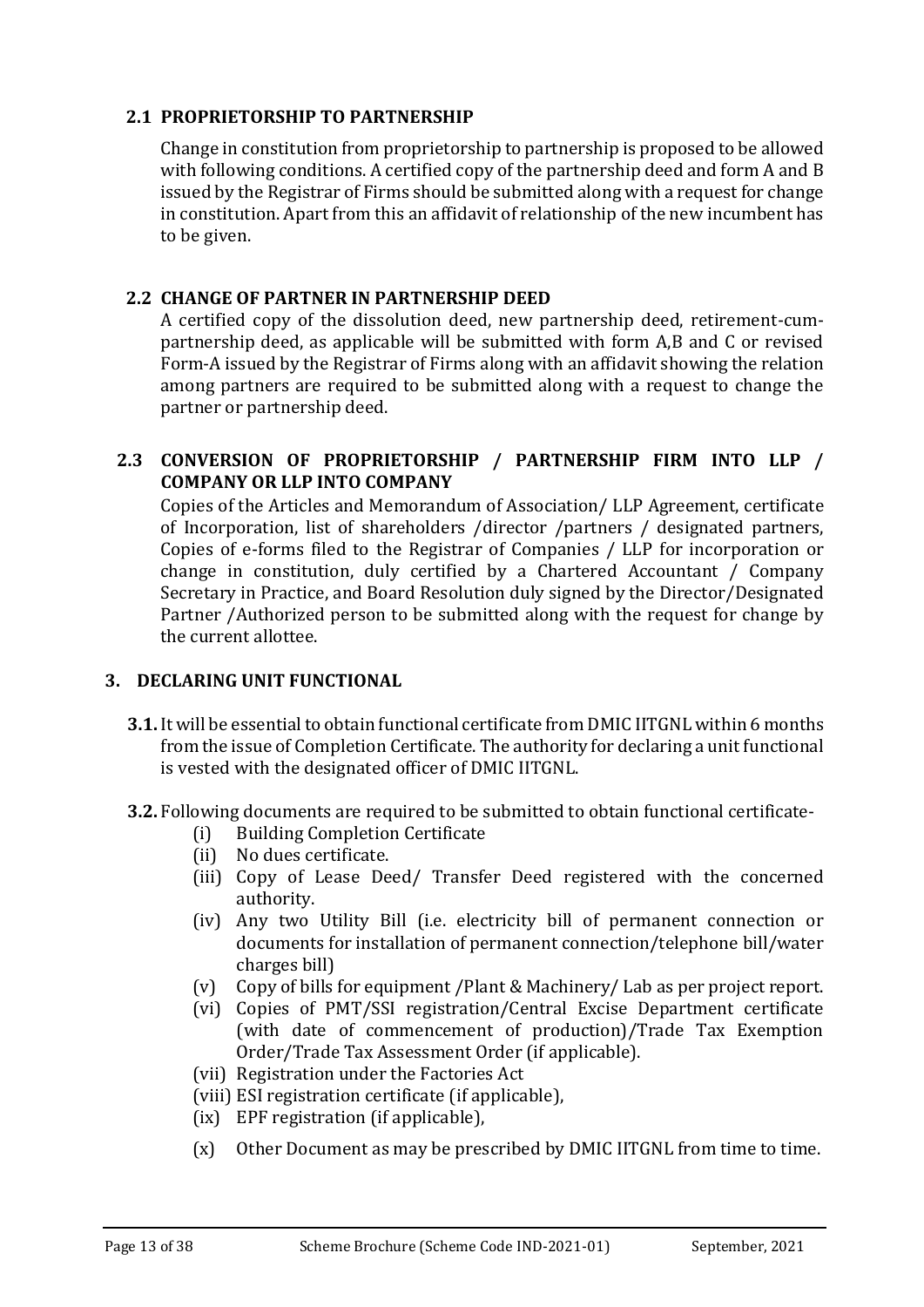### 2.1 PROPRIETORSHIP TO PARTNERSHIP

Change in constitution from proprietorship to partnership is proposed to be allowed with following conditions. A certified copy of the partnership deed and form A and B issued by the Registrar of Firms should be submitted along with a request for change in constitution. Apart from this an affidavit of relationship of the new incumbent has to be given.

### 2.2 CHANGE OF PARTNER IN PARTNERSHIP DEED

A certified copy of the dissolution deed, new partnership deed, retirement-cum-partnership deed, as applicable will be submitted with form A,B and C or revised Form-A issued by the Registrar of Firms along with an affidavit showing the relation among partners are required to be submitted along with a request to change the partner or partnership deed.

### 2.3 CONVERSION OF PROPRIETORSHIP / PARTNERSHIP FIRM INTO LLP / COMPANY OR LLP INTO COMPANY

Copies of the Articles and Memorandum of Association/ LLP Agreement, certificate of Incorporation, list of shareholders /director /partners / designated partners, Copies of e-forms filed to the Registrar of Companies / LLP for incorporation or change in constitution, duly certified by a Chartered Accountant / Company Secretary in Practice, and Board Resolution duly signed by the Director/Designated Partner /Authorized person to be submitted along with the request for change by the current allottee.

## 3. DECLARING UNIT FUNCTIONAL

**3.1.** It will be essential to obtain functional certificate from DMIC IITGNL within 6 months from the issue of Completion Certificate. The authority for declaring a unit functional is vested with the designated officer of DMIC IITGNL.

**3.2.** Following documents are required to be submitted to obtain functional certificate-

- (i) Building Completion Certificate
- (ii) No dues certificate.
- (iii) Copy of Lease Deed/ Transfer Deed registered with the concerned authority.
- (iv) Any two Utility Bill (i.e. electricity bill of permanent connection or documents for installation of permanent connection/telephone bill/water charges bill)
- (v) Copy of bills for equipment /Plant & Machinery/ Lab as per project report.
- (vi) Copies of PMT/SSI registration/Central Excise Department certificate (with date of commencement of production)/Trade Tax Exemption Order/Trade Tax Assessment Order (if applicable).
- (vii) Registration under the Factories Act
- (viii) ESI registration certificate (if applicable),
- (ix) EPF registration (if applicable),
- (x) Other Document as may be prescribed by DMIC IITGNL from time to time.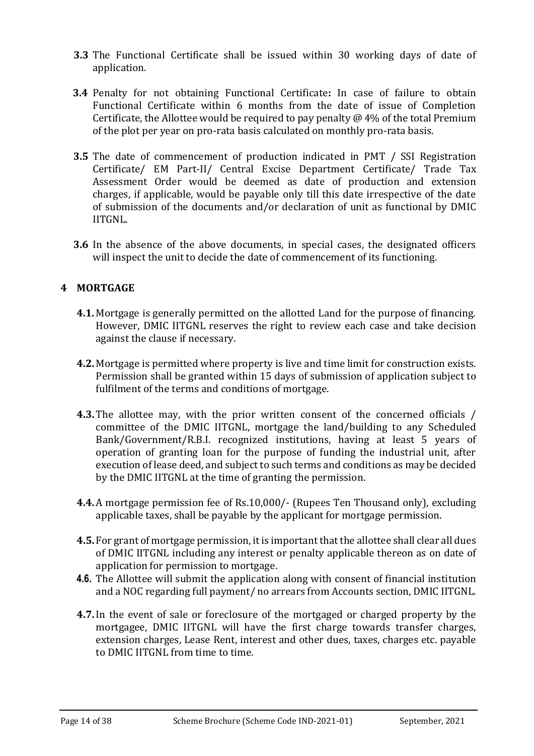**3.3** The Functional Certificate shall be issued within 30 working days of date of application.

**3.4** Penalty for not obtaining Functional Certificate**:** In case of failure to obtain Functional Certificate within 6 months from the date of issue of Completion Certificate, the Allottee would be required to pay penalty @ 4% of the total Premium of the plot per year on pro-rata basis calculated on monthly pro-rata basis.

**3.5** The date of commencement of production indicated in PMT / SSI Registration Certificate/ EM Part-II/ Central Excise Department Certificate/ Trade Tax Assessment Order would be deemed as date of production and extension charges, if applicable, would be payable only till this date irrespective of the date of submission of the documents and/or declaration of unit as functional by DMIC IITGNL.

**3.6** In the absence of the above documents, in special cases, the designated officers will inspect the unit to decide the date of commencement of its functioning.

## 4 MORTGAGE

**4.1.** Mortgage is generally permitted on the allotted Land for the purpose of financing. However, DMIC IITGNL reserves the right to review each case and take decision against the clause if necessary.

**4.2.** Mortgage is permitted where property is live and time limit for construction exists. Permission shall be granted within 15 days of submission of application subject to fulfilment of the terms and conditions of mortgage.

**4.3.** The allottee may, with the prior written consent of the concerned officials / committee of the DMIC IITGNL, mortgage the land/building to any Scheduled Bank/Government/R.B.I. recognized institutions, having at least 5 years of operation of granting loan for the purpose of funding the industrial unit, after execution of lease deed, and subject to such terms and conditions as may be decided by the DMIC IITGNL at the time of granting the permission.

**4.4.** A mortgage permission fee of Rs.10,000/- (Rupees Ten Thousand only), excluding applicable taxes, shall be payable by the applicant for mortgage permission.

**4.5.** For grant of mortgage permission, it is important that the allottee shall clear all dues of DMIC IITGNL including any interest or penalty applicable thereon as on date of application for permission to mortgage.

**4.6.** The Allottee will submit the application along with consent of financial institution and a NOC regarding full payment/ no arrears from Accounts section, DMIC IITGNL.

**4.7.** In the event of sale or foreclosure of the mortgaged or charged property by the mortgagee, DMIC IITGNL will have the first charge towards transfer charges, extension charges, Lease Rent, interest and other dues, taxes, charges etc. payable to DMIC IITGNL from time to time.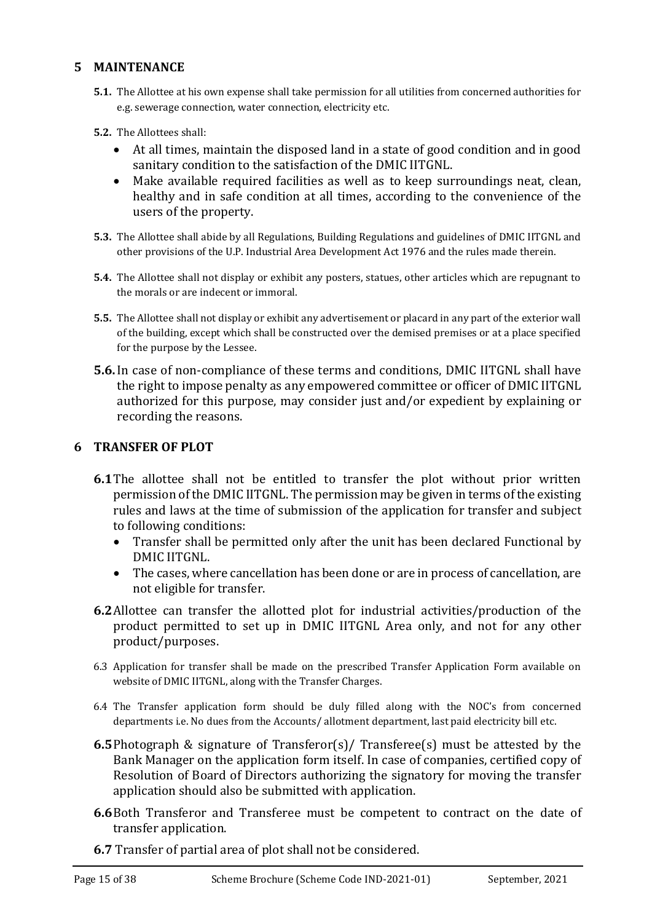## 5 MAINTENANCE

**5.1.** The Allottee at his own expense shall take permission for all utilities from concerned authorities for e.g. sewerage connection, water connection, electricity etc.

**5.2.** The Allottees shall:

- At all times, maintain the disposed land in a state of good condition and in good sanitary condition to the satisfaction of the DMIC IITGNL.
- Make available required facilities as well as to keep surroundings neat, clean, healthy and in safe condition at all times, according to the convenience of the users of the property.

**5.3.** The Allottee shall abide by all Regulations, Building Regulations and guidelines of DMIC IITGNL and other provisions of the U.P. Industrial Area Development Act 1976 and the rules made therein.

**5.4.** The Allottee shall not display or exhibit any posters, statues, other articles which are repugnant to the morals or are indecent or immoral.

**5.5.** The Allottee shall not display or exhibit any advertisement or placard in any part of the exterior wall of the building, except which shall be constructed over the demised premises or at a place specified for the purpose by the Lessee.

**5.6.** In case of non-compliance of these terms and conditions, DMIC IITGNL shall have the right to impose penalty as any empowered committee or officer of DMIC IITGNL authorized for this purpose, may consider just and/or expedient by explaining or recording the reasons.

## 6 TRANSFER OF PLOT

**6.1** The allottee shall not be entitled to transfer the plot without prior written permission of the DMIC IITGNL. The permission may be given in terms of the existing rules and laws at the time of submission of the application for transfer and subject to following conditions:

- Transfer shall be permitted only after the unit has been declared Functional by DMIC IITGNL.
- The cases, where cancellation has been done or are in process of cancellation, are not eligible for transfer.

**6.2** Allottee can transfer the allotted plot for industrial activities/production of the product permitted to set up in DMIC IITGNL Area only, and not for any other product/purposes.

6.3 Application for transfer shall be made on the prescribed Transfer Application Form available on website of DMIC IITGNL, along with the Transfer Charges.

6.4 The Transfer application form should be duly filled along with the NOC's from concerned departments i.e. No dues from the Accounts/ allotment department, last paid electricity bill etc.

**6.5** Photograph & signature of Transferor(s)/ Transferee(s) must be attested by the Bank Manager on the application form itself. In case of companies, certified copy of Resolution of Board of Directors authorizing the signatory for moving the transfer application should also be submitted with application.

**6.6** Both Transferor and Transferee must be competent to contract on the date of transfer application.

**6.7** Transfer of partial area of plot shall not be considered.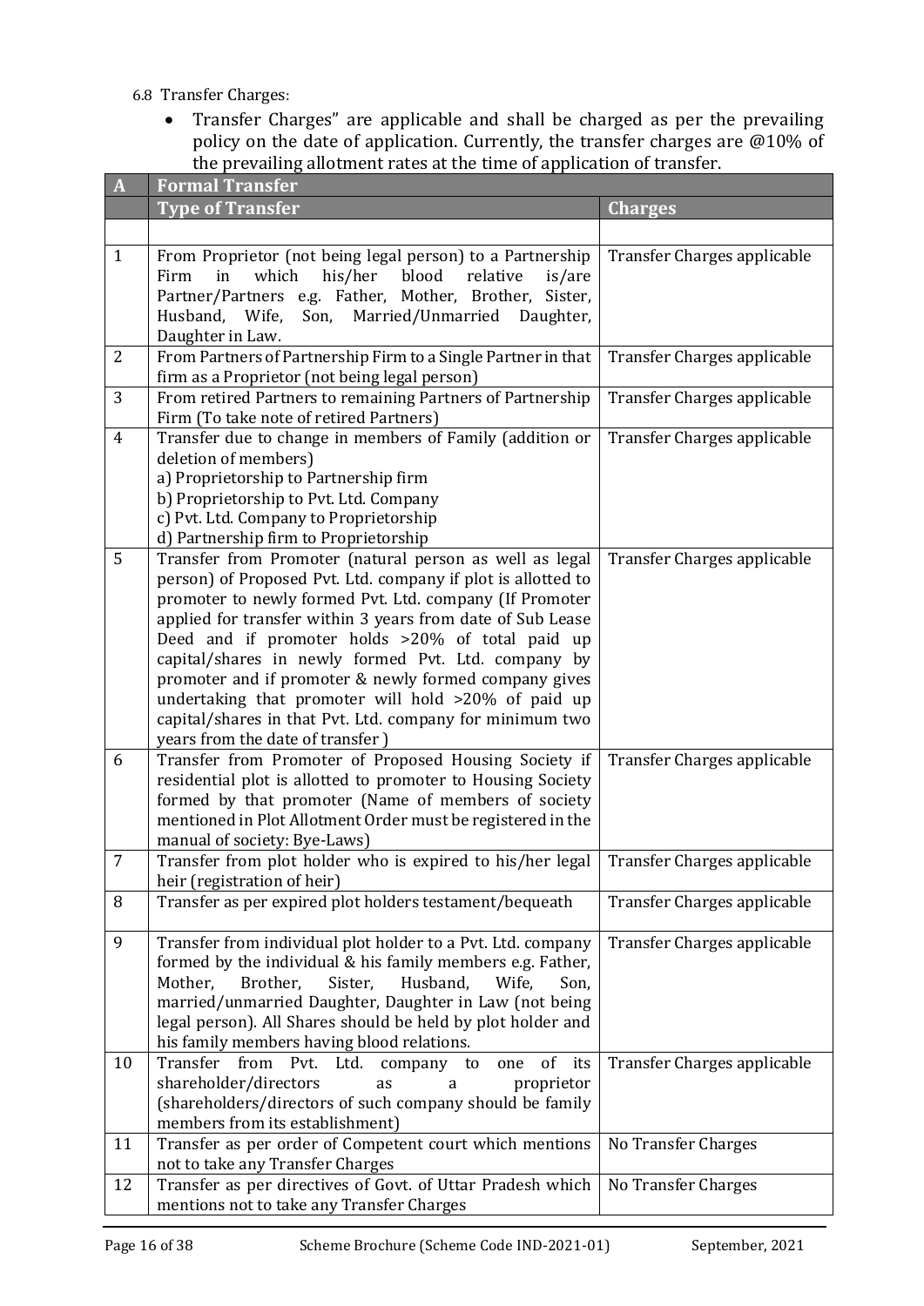6.8 Transfer Charges:

- Transfer Charges" are applicable and shall be charged as per the prevailing policy on the date of application. Currently, the transfer charges are @10% of the prevailing allotment rates at the time of application of transfer.

| A | Formal Transfer | |
|---|---|---|
| | **Type of Transfer** | **Charges** |
| | | |
| 1 | From Proprietor (not being legal person) to a Partnership Firm in which his/her blood relative is/are Partner/Partners e.g. Father, Mother, Brother, Sister, Husband, Wife, Son, Married/Unmarried Daughter, Daughter in Law. | Transfer Charges applicable |
| 2 | From Partners of Partnership Firm to a Single Partner in that firm as a Proprietor (not being legal person) | Transfer Charges applicable |
| 3 | From retired Partners to remaining Partners of Partnership Firm (To take note of retired Partners) | Transfer Charges applicable |
| 4 | Transfer due to change in members of Family (addition or deletion of members)<br>a) Proprietorship to Partnership firm<br>b) Proprietorship to Pvt. Ltd. Company<br>c) Pvt. Ltd. Company to Proprietorship<br>d) Partnership firm to Proprietorship | Transfer Charges applicable |
| 5 | Transfer from Promoter (natural person as well as legal person) of Proposed Pvt. Ltd. company if plot is allotted to promoter to newly formed Pvt. Ltd. company (If Promoter applied for transfer within 3 years from date of Sub Lease Deed and if promoter holds >20% of total paid up capital/shares in newly formed Pvt. Ltd. company by promoter and if promoter & newly formed company gives undertaking that promoter will hold >20% of paid up capital/shares in that Pvt. Ltd. company for minimum two years from the date of transfer ) | Transfer Charges applicable |
| 6 | Transfer from Promoter of Proposed Housing Society if residential plot is allotted to promoter to Housing Society formed by that promoter (Name of members of society mentioned in Plot Allotment Order must be registered in the manual of society: Bye-Laws) | Transfer Charges applicable |
| 7 | Transfer from plot holder who is expired to his/her legal heir (registration of heir) | Transfer Charges applicable |
| 8 | Transfer as per expired plot holders testament/bequeath | Transfer Charges applicable |
| 9 | Transfer from individual plot holder to a Pvt. Ltd. company formed by the individual & his family members e.g. Father, Mother, Brother, Sister, Husband, Wife, Son, married/unmarried Daughter, Daughter in Law (not being legal person). All Shares should be held by plot holder and his family members having blood relations. | Transfer Charges applicable |
| 10 | Transfer from Pvt. Ltd. company to one of its shareholder/directors as a proprietor (shareholders/directors of such company should be family members from its establishment) | Transfer Charges applicable |
| 11 | Transfer as per order of Competent court which mentions not to take any Transfer Charges | No Transfer Charges |
| 12 | Transfer as per directives of Govt. of Uttar Pradesh which mentions not to take any Transfer Charges | No Transfer Charges |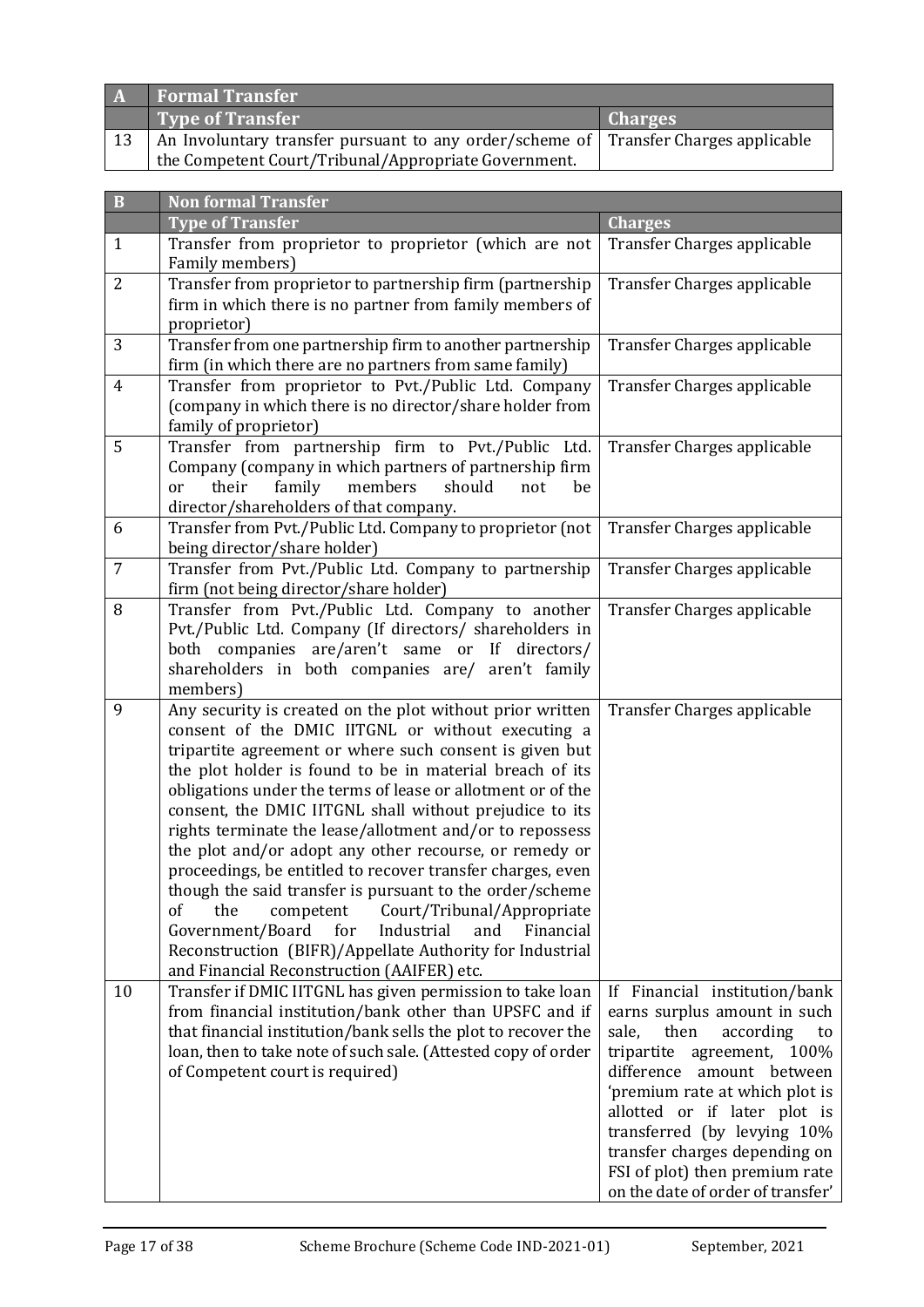| A | Formal Transfer | |
|---|---|---|
| | **Type of Transfer** | **Charges** |
| 13 | An Involuntary transfer pursuant to any order/scheme of the Competent Court/Tribunal/Appropriate Government. | Transfer Charges applicable |

| B | Non formal Transfer | |
|---|---|---|
| | **Type of Transfer** | **Charges** |
| 1 | Transfer from proprietor to proprietor (which are not Family members) | Transfer Charges applicable |
| 2 | Transfer from proprietor to partnership firm (partnership firm in which there is no partner from family members of proprietor) | Transfer Charges applicable |
| 3 | Transfer from one partnership firm to another partnership firm (in which there are no partners from same family) | Transfer Charges applicable |
| 4 | Transfer from proprietor to Pvt./Public Ltd. Company (company in which there is no director/share holder from family of proprietor) | Transfer Charges applicable |
| 5 | Transfer from partnership firm to Pvt./Public Ltd. Company (company in which partners of partnership firm or their family members should not be director/shareholders of that company. | Transfer Charges applicable |
| 6 | Transfer from Pvt./Public Ltd. Company to proprietor (not being director/share holder) | Transfer Charges applicable |
| 7 | Transfer from Pvt./Public Ltd. Company to partnership firm (not being director/share holder) | Transfer Charges applicable |
| 8 | Transfer from Pvt./Public Ltd. Company to another Pvt./Public Ltd. Company (If directors/ shareholders in both companies are/aren't same or If directors/ shareholders in both companies are/ aren't family members) | Transfer Charges applicable |
| 9 | Any security is created on the plot without prior written consent of the DMIC IITGNL or without executing a tripartite agreement or where such consent is given but the plot holder is found to be in material breach of its obligations under the terms of lease or allotment or of the consent, the DMIC IITGNL shall without prejudice to its rights terminate the lease/allotment and/or to repossess the plot and/or adopt any other recourse, or remedy or proceedings, be entitled to recover transfer charges, even though the said transfer is pursuant to the order/scheme of the competent Court/Tribunal/Appropriate Government/Board for Industrial and Financial Reconstruction (BIFR)/Appellate Authority for Industrial and Financial Reconstruction (AAIFER) etc. | Transfer Charges applicable |
| 10 | Transfer if DMIC IITGNL has given permission to take loan from financial institution/bank other than UPSFC and if that financial institution/bank sells the plot to recover the loan, then to take note of such sale. (Attested copy of order of Competent court is required) | If Financial institution/bank earns surplus amount in such sale, then according to tripartite agreement, 100% difference amount between 'premium rate at which plot is allotted or if later plot is transferred (by levying 10% transfer charges depending on FSI of plot) then premium rate on the date of order of transfer' |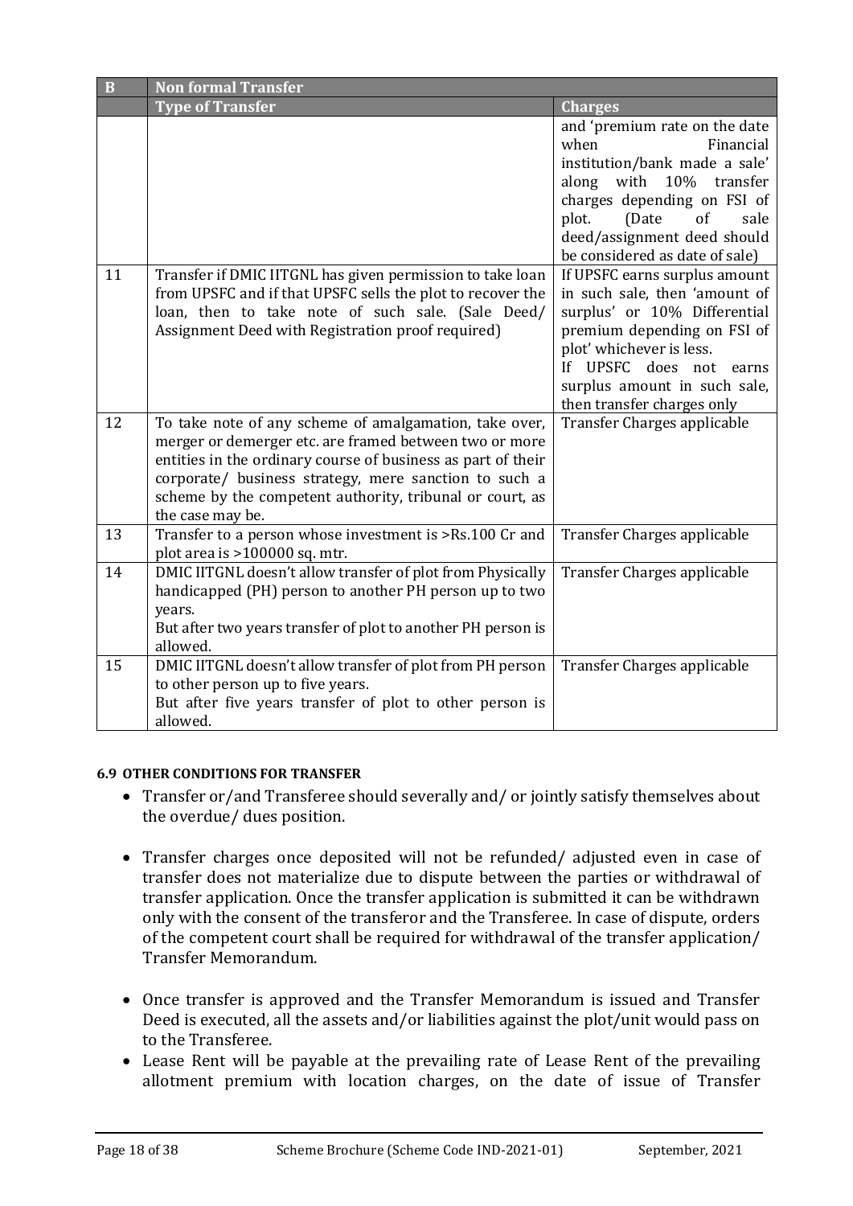| B | Non formal Transfer | |
|---|---|---|
| | **Type of Transfer** | **Charges** |
| | | and 'premium rate on the date when Financial institution/bank made a sale' along with 10% transfer charges depending on FSI of plot. (Date of sale deed/assignment deed should be considered as date of sale) |
| 11 | Transfer if DMIC IITGNL has given permission to take loan from UPSFC and if that UPSFC sells the plot to recover the loan, then to take note of such sale. (Sale Deed/ Assignment Deed with Registration proof required) | If UPSFC earns surplus amount in such sale, then 'amount of surplus' or 10% Differential premium depending on FSI of plot' whichever is less.<br>If UPSFC does not earns surplus amount in such sale, then transfer charges only |
| 12 | To take note of any scheme of amalgamation, take over, merger or demerger etc. are framed between two or more entities in the ordinary course of business as part of their corporate/ business strategy, mere sanction to such a scheme by the competent authority, tribunal or court, as the case may be. | Transfer Charges applicable |
| 13 | Transfer to a person whose investment is >Rs.100 Cr and plot area is >100000 sq. mtr. | Transfer Charges applicable |
| 14 | DMIC IITGNL doesn't allow transfer of plot from Physically handicapped (PH) person to another PH person up to two years.<br>But after two years transfer of plot to another PH person is allowed. | Transfer Charges applicable |
| 15 | DMIC IITGNL doesn't allow transfer of plot from PH person to other person up to five years.<br>But after five years transfer of plot to other person is allowed. | Transfer Charges applicable |

#### 6.9 OTHER CONDITIONS FOR TRANSFER

- Transfer or/and Transferee should severally and/ or jointly satisfy themselves about the overdue/ dues position.
- Transfer charges once deposited will not be refunded/ adjusted even in case of transfer does not materialize due to dispute between the parties or withdrawal of transfer application. Once the transfer application is submitted it can be withdrawn only with the consent of the transferor and the Transferee. In case of dispute, orders of the competent court shall be required for withdrawal of the transfer application/ Transfer Memorandum.
- Once transfer is approved and the Transfer Memorandum is issued and Transfer Deed is executed, all the assets and/or liabilities against the plot/unit would pass on to the Transferee.
- Lease Rent will be payable at the prevailing rate of Lease Rent of the prevailing allotment premium with location charges, on the date of issue of Transfer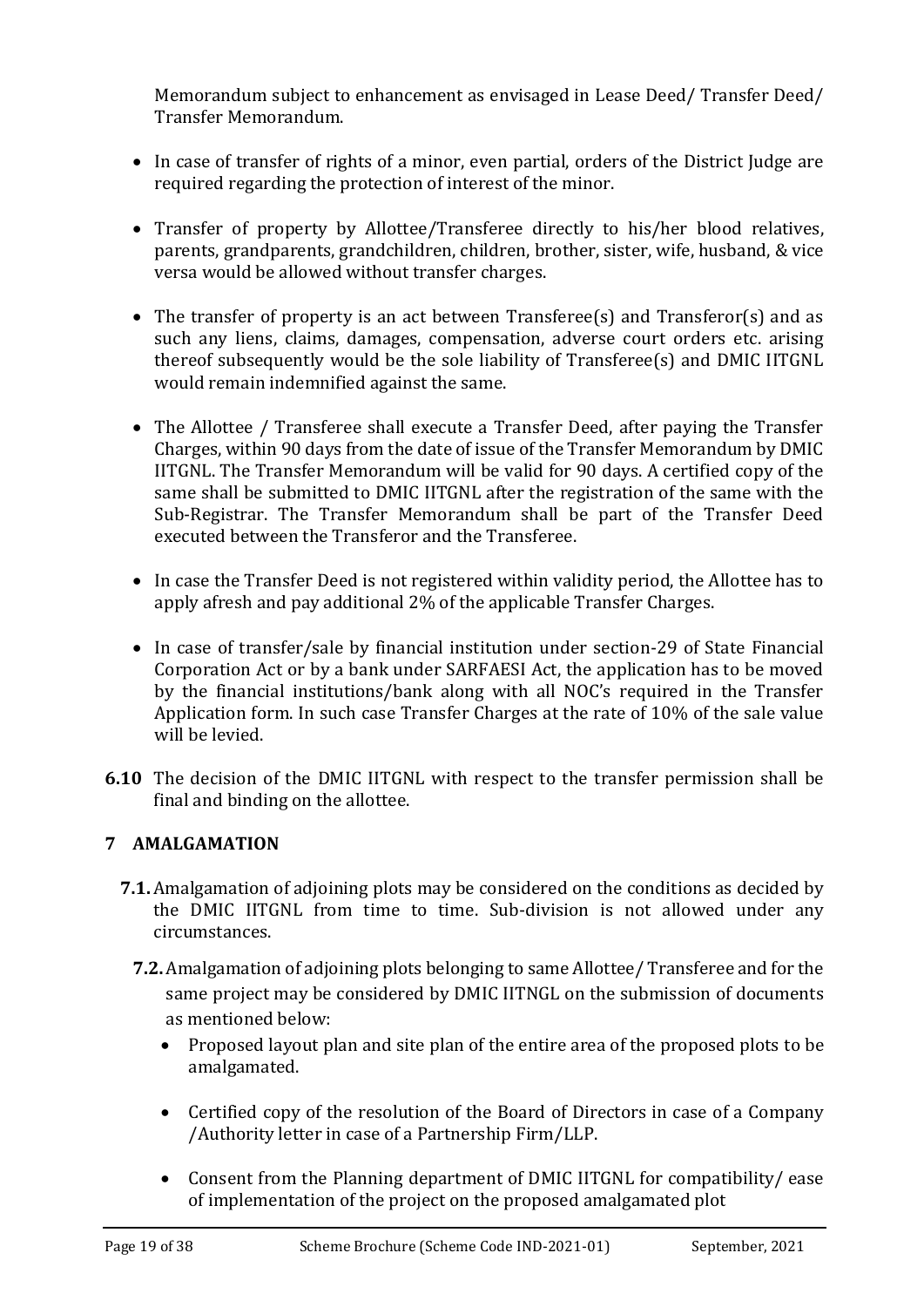Memorandum subject to enhancement as envisaged in Lease Deed/ Transfer Deed/ Transfer Memorandum.

- In case of transfer of rights of a minor, even partial, orders of the District Judge are required regarding the protection of interest of the minor.
- Transfer of property by Allottee/Transferee directly to his/her blood relatives, parents, grandparents, grandchildren, children, brother, sister, wife, husband, & vice versa would be allowed without transfer charges.
- The transfer of property is an act between Transferee(s) and Transferor(s) and as such any liens, claims, damages, compensation, adverse court orders etc. arising thereof subsequently would be the sole liability of Transferee(s) and DMIC IITGNL would remain indemnified against the same.
- The Allottee / Transferee shall execute a Transfer Deed, after paying the Transfer Charges, within 90 days from the date of issue of the Transfer Memorandum by DMIC IITGNL. The Transfer Memorandum will be valid for 90 days. A certified copy of the same shall be submitted to DMIC IITGNL after the registration of the same with the Sub-Registrar. The Transfer Memorandum shall be part of the Transfer Deed executed between the Transferor and the Transferee.
- In case the Transfer Deed is not registered within validity period, the Allottee has to apply afresh and pay additional 2% of the applicable Transfer Charges.
- In case of transfer/sale by financial institution under section-29 of State Financial Corporation Act or by a bank under SARFAESI Act, the application has to be moved by the financial institutions/bank along with all NOC's required in the Transfer Application form. In such case Transfer Charges at the rate of 10% of the sale value will be levied.

**6.10** The decision of the DMIC IITGNL with respect to the transfer permission shall be final and binding on the allottee.

## 7 AMALGAMATION

**7.1.** Amalgamation of adjoining plots may be considered on the conditions as decided by the DMIC IITGNL from time to time. Sub-division is not allowed under any circumstances.

**7.2.** Amalgamation of adjoining plots belonging to same Allottee/ Transferee and for the same project may be considered by DMIC IITNGL on the submission of documents as mentioned below:

- Proposed layout plan and site plan of the entire area of the proposed plots to be amalgamated.
- Certified copy of the resolution of the Board of Directors in case of a Company /Authority letter in case of a Partnership Firm/LLP.
- Consent from the Planning department of DMIC IITGNL for compatibility/ ease of implementation of the project on the proposed amalgamated plot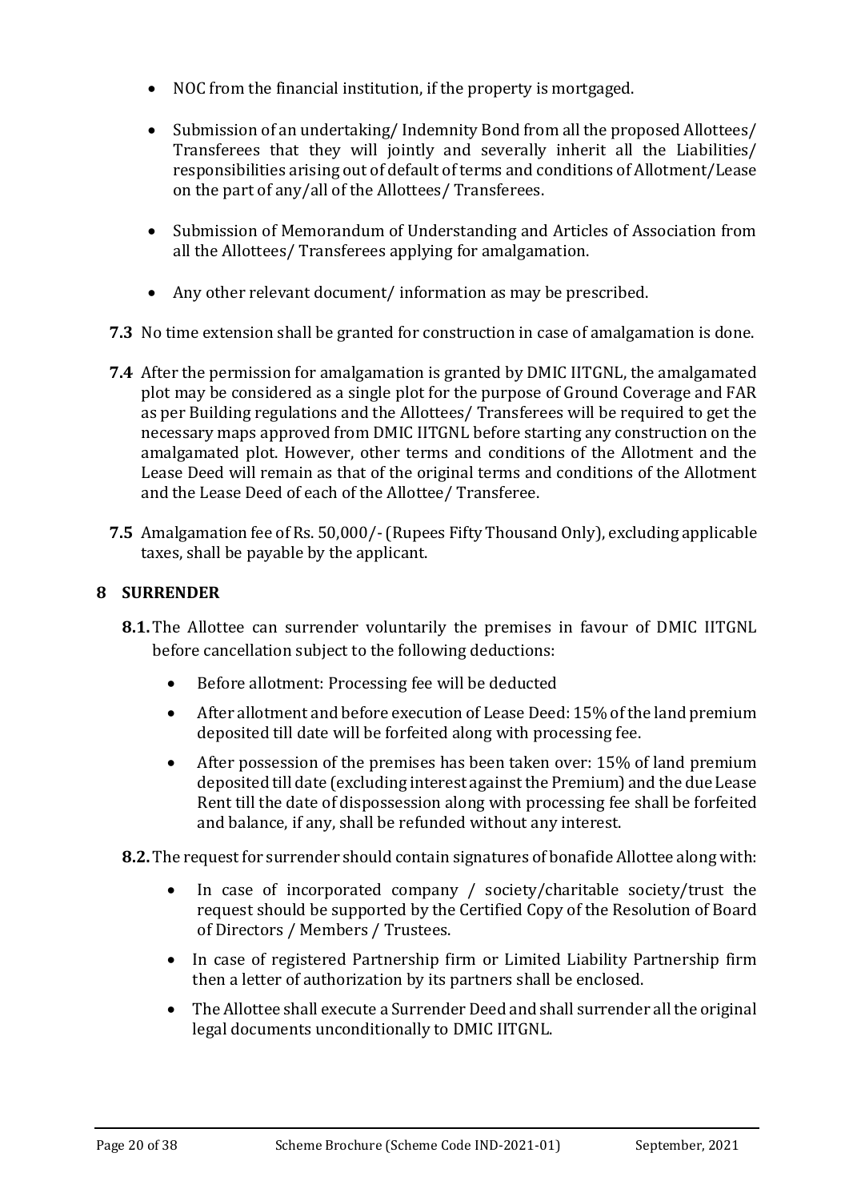- NOC from the financial institution, if the property is mortgaged.
- Submission of an undertaking/ Indemnity Bond from all the proposed Allottees/ Transferees that they will jointly and severally inherit all the Liabilities/ responsibilities arising out of default of terms and conditions of Allotment/Lease on the part of any/all of the Allottees/ Transferees.
- Submission of Memorandum of Understanding and Articles of Association from all the Allottees/ Transferees applying for amalgamation.
- Any other relevant document/ information as may be prescribed.

**7.3** No time extension shall be granted for construction in case of amalgamation is done.

**7.4** After the permission for amalgamation is granted by DMIC IITGNL, the amalgamated plot may be considered as a single plot for the purpose of Ground Coverage and FAR as per Building regulations and the Allottees/ Transferees will be required to get the necessary maps approved from DMIC IITGNL before starting any construction on the amalgamated plot. However, other terms and conditions of the Allotment and the Lease Deed will remain as that of the original terms and conditions of the Allotment and the Lease Deed of each of the Allottee/ Transferee.

**7.5** Amalgamation fee of Rs. 50,000/- (Rupees Fifty Thousand Only), excluding applicable taxes, shall be payable by the applicant.

## 8 SURRENDER

**8.1.** The Allottee can surrender voluntarily the premises in favour of DMIC IITGNL before cancellation subject to the following deductions:

- Before allotment: Processing fee will be deducted
- After allotment and before execution of Lease Deed: 15% of the land premium deposited till date will be forfeited along with processing fee.
- After possession of the premises has been taken over: 15% of land premium deposited till date (excluding interest against the Premium) and the due Lease Rent till the date of dispossession along with processing fee shall be forfeited and balance, if any, shall be refunded without any interest.

**8.2.** The request for surrender should contain signatures of bonafide Allottee along with:

- In case of incorporated company / society/charitable society/trust the request should be supported by the Certified Copy of the Resolution of Board of Directors / Members / Trustees.
- In case of registered Partnership firm or Limited Liability Partnership firm then a letter of authorization by its partners shall be enclosed.
- The Allottee shall execute a Surrender Deed and shall surrender all the original legal documents unconditionally to DMIC IITGNL.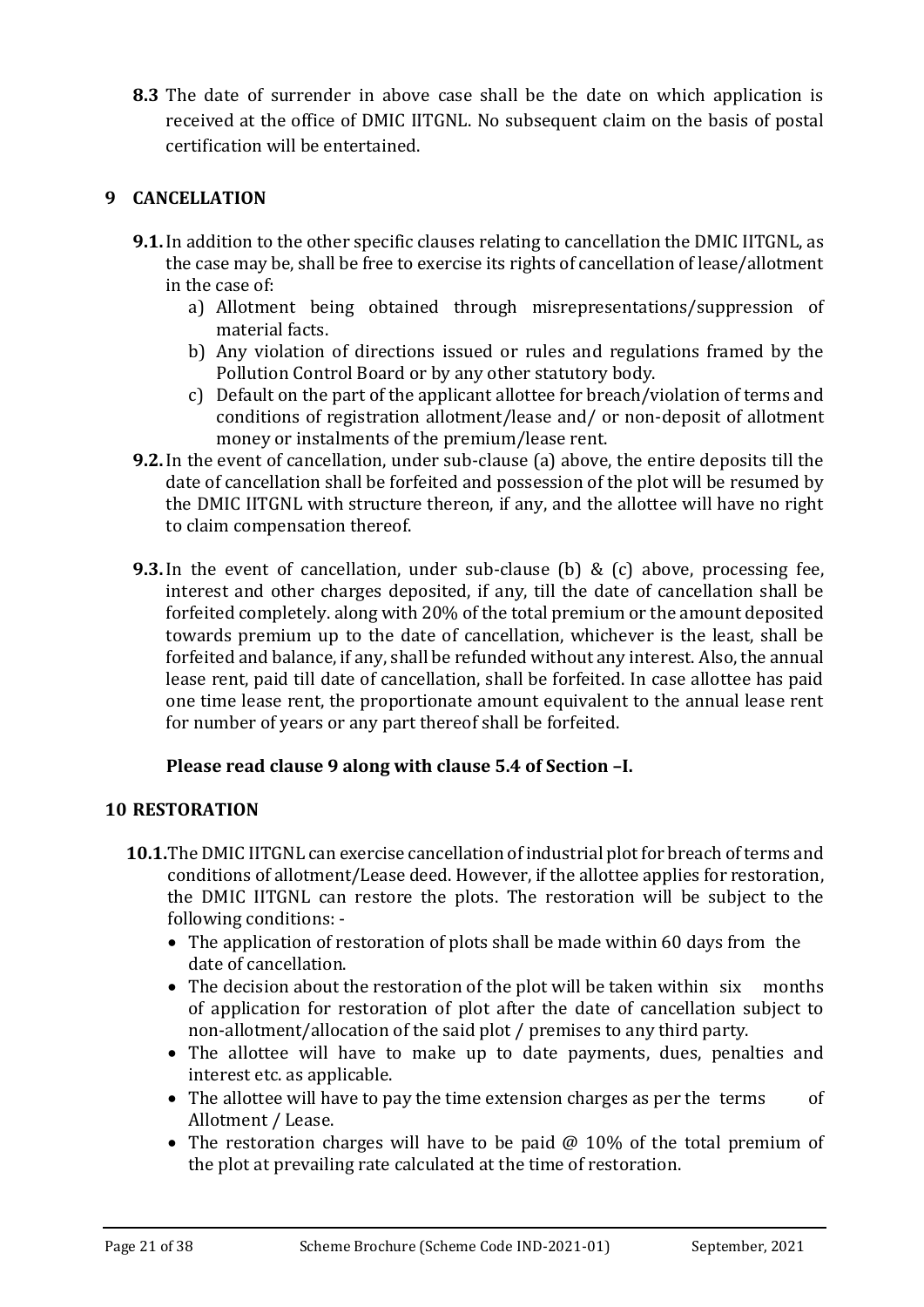**8.3** The date of surrender in above case shall be the date on which application is received at the office of DMIC IITGNL. No subsequent claim on the basis of postal certification will be entertained.

## 9 CANCELLATION

**9.1.** In addition to the other specific clauses relating to cancellation the DMIC IITGNL, as the case may be, shall be free to exercise its rights of cancellation of lease/allotment in the case of:

a) Allotment being obtained through misrepresentations/suppression of material facts.

b) Any violation of directions issued or rules and regulations framed by the Pollution Control Board or by any other statutory body.

c) Default on the part of the applicant allottee for breach/violation of terms and conditions of registration allotment/lease and/ or non-deposit of allotment money or instalments of the premium/lease rent.

**9.2.** In the event of cancellation, under sub-clause (a) above, the entire deposits till the date of cancellation shall be forfeited and possession of the plot will be resumed by the DMIC IITGNL with structure thereon, if any, and the allottee will have no right to claim compensation thereof.

**9.3.** In the event of cancellation, under sub-clause (b) & (c) above, processing fee, interest and other charges deposited, if any, till the date of cancellation shall be forfeited completely. along with 20% of the total premium or the amount deposited towards premium up to the date of cancellation, whichever is the least, shall be forfeited and balance, if any, shall be refunded without any interest. Also, the annual lease rent, paid till date of cancellation, shall be forfeited. In case allottee has paid one time lease rent, the proportionate amount equivalent to the annual lease rent for number of years or any part thereof shall be forfeited.

**Please read clause 9 along with clause 5.4 of Section –I.**

## 10 RESTORATION

**10.1.** The DMIC IITGNL can exercise cancellation of industrial plot for breach of terms and conditions of allotment/Lease deed. However, if the allottee applies for restoration, the DMIC IITGNL can restore the plots. The restoration will be subject to the following conditions: -

- The application of restoration of plots shall be made within 60 days from the date of cancellation.
- The decision about the restoration of the plot will be taken within six months of application for restoration of plot after the date of cancellation subject to non-allotment/allocation of the said plot / premises to any third party.
- The allottee will have to make up to date payments, dues, penalties and interest etc. as applicable.
- The allottee will have to pay the time extension charges as per the terms of Allotment / Lease.
- The restoration charges will have to be paid @ 10% of the total premium of the plot at prevailing rate calculated at the time of restoration.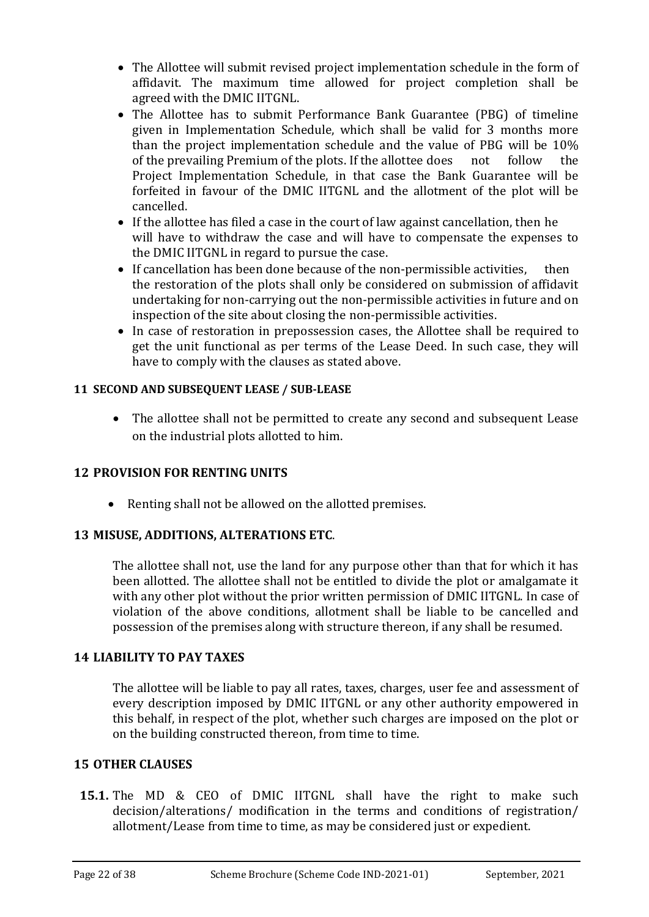- The Allottee will submit revised project implementation schedule in the form of affidavit. The maximum time allowed for project completion shall be agreed with the DMIC IITGNL.
- The Allottee has to submit Performance Bank Guarantee (PBG) of timeline given in Implementation Schedule, which shall be valid for 3 months more than the project implementation schedule and the value of PBG will be 10% of the prevailing Premium of the plots. If the allottee does not follow the Project Implementation Schedule, in that case the Bank Guarantee will be forfeited in favour of the DMIC IITGNL and the allotment of the plot will be cancelled.
- If the allottee has filed a case in the court of law against cancellation, then he will have to withdraw the case and will have to compensate the expenses to the DMIC IITGNL in regard to pursue the case.
- If cancellation has been done because of the non-permissible activities, then the restoration of the plots shall only be considered on submission of affidavit undertaking for non-carrying out the non-permissible activities in future and on inspection of the site about closing the non-permissible activities.
- In case of restoration in prepossession cases, the Allottee shall be required to get the unit functional as per terms of the Lease Deed. In such case, they will have to comply with the clauses as stated above.

### 11 SECOND AND SUBSEQUENT LEASE / SUB-LEASE

- The allottee shall not be permitted to create any second and subsequent Lease on the industrial plots allotted to him.

### 12 PROVISION FOR RENTING UNITS

- Renting shall not be allowed on the allotted premises.

### 13 MISUSE, ADDITIONS, ALTERATIONS ETC.

The allottee shall not, use the land for any purpose other than that for which it has been allotted. The allottee shall not be entitled to divide the plot or amalgamate it with any other plot without the prior written permission of DMIC IITGNL. In case of violation of the above conditions, allotment shall be liable to be cancelled and possession of the premises along with structure thereon, if any shall be resumed.

### 14 LIABILITY TO PAY TAXES

The allottee will be liable to pay all rates, taxes, charges, user fee and assessment of every description imposed by DMIC IITGNL or any other authority empowered in this behalf, in respect of the plot, whether such charges are imposed on the plot or on the building constructed thereon, from time to time.

### 15 OTHER CLAUSES

**15.1.** The MD & CEO of DMIC IITGNL shall have the right to make such decision/alterations/ modification in the terms and conditions of registration/ allotment/Lease from time to time, as may be considered just or expedient.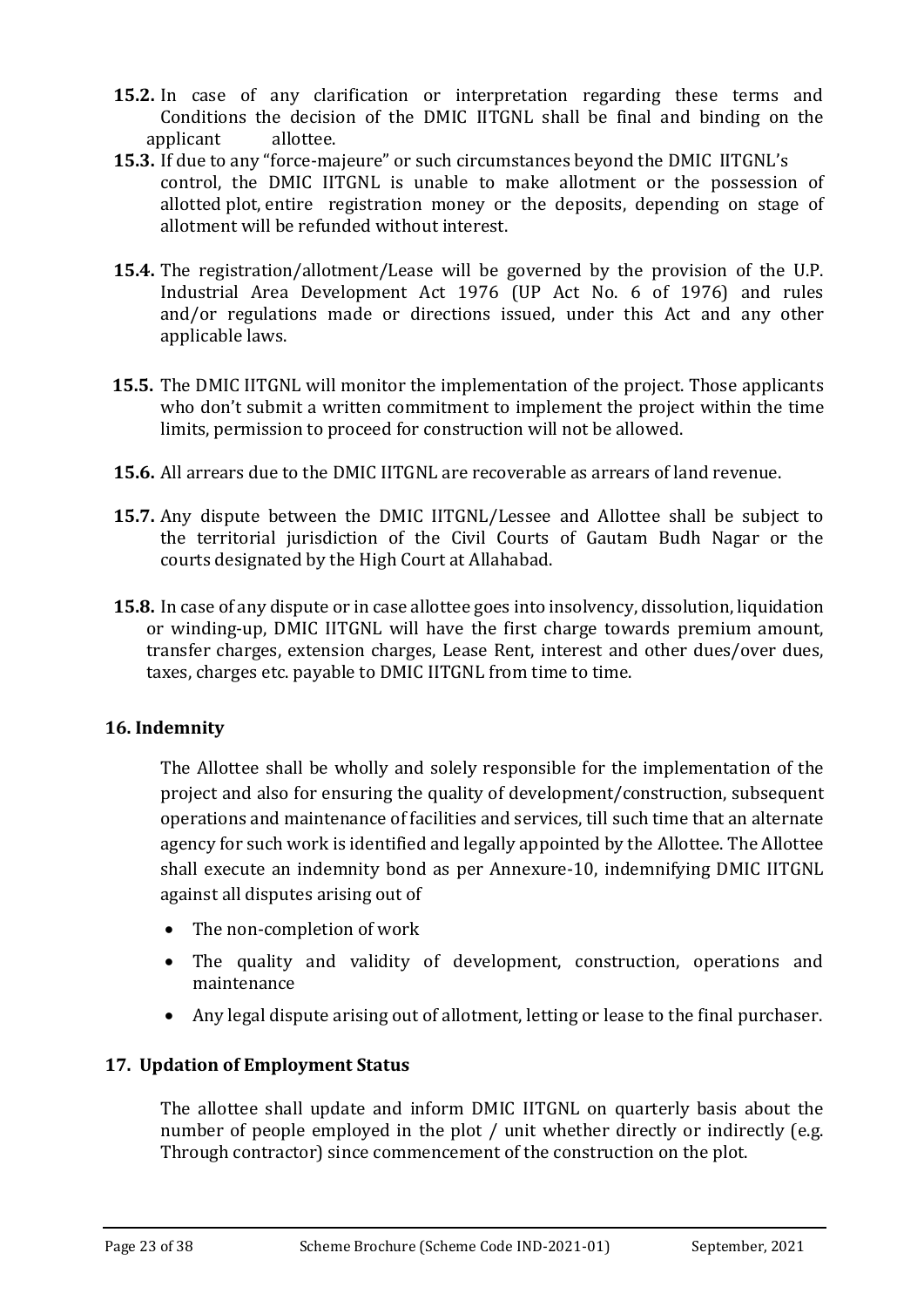**15.2.** In case of any clarification or interpretation regarding these terms and Conditions the decision of the DMIC IITGNL shall be final and binding on the applicant allottee.

**15.3.** If due to any "force-majeure" or such circumstances beyond the DMIC IITGNL's control, the DMIC IITGNL is unable to make allotment or the possession of allotted plot, entire registration money or the deposits, depending on stage of allotment will be refunded without interest.

**15.4.** The registration/allotment/Lease will be governed by the provision of the U.P. Industrial Area Development Act 1976 (UP Act No. 6 of 1976) and rules and/or regulations made or directions issued, under this Act and any other applicable laws.

**15.5.** The DMIC IITGNL will monitor the implementation of the project. Those applicants who don't submit a written commitment to implement the project within the time limits, permission to proceed for construction will not be allowed.

**15.6.** All arrears due to the DMIC IITGNL are recoverable as arrears of land revenue.

**15.7.** Any dispute between the DMIC IITGNL/Lessee and Allottee shall be subject to the territorial jurisdiction of the Civil Courts of Gautam Budh Nagar or the courts designated by the High Court at Allahabad.

**15.8.** In case of any dispute or in case allottee goes into insolvency, dissolution, liquidation or winding-up, DMIC IITGNL will have the first charge towards premium amount, transfer charges, extension charges, Lease Rent, interest and other dues/over dues, taxes, charges etc. payable to DMIC IITGNL from time to time.

## 16. Indemnity

The Allottee shall be wholly and solely responsible for the implementation of the project and also for ensuring the quality of development/construction, subsequent operations and maintenance of facilities and services, till such time that an alternate agency for such work is identified and legally appointed by the Allottee. The Allottee shall execute an indemnity bond as per Annexure-10, indemnifying DMIC IITGNL against all disputes arising out of

- The non-completion of work
- The quality and validity of development, construction, operations and maintenance
- Any legal dispute arising out of allotment, letting or lease to the final purchaser.

## 17. Updation of Employment Status

The allottee shall update and inform DMIC IITGNL on quarterly basis about the number of people employed in the plot / unit whether directly or indirectly (e.g. Through contractor) since commencement of the construction on the plot.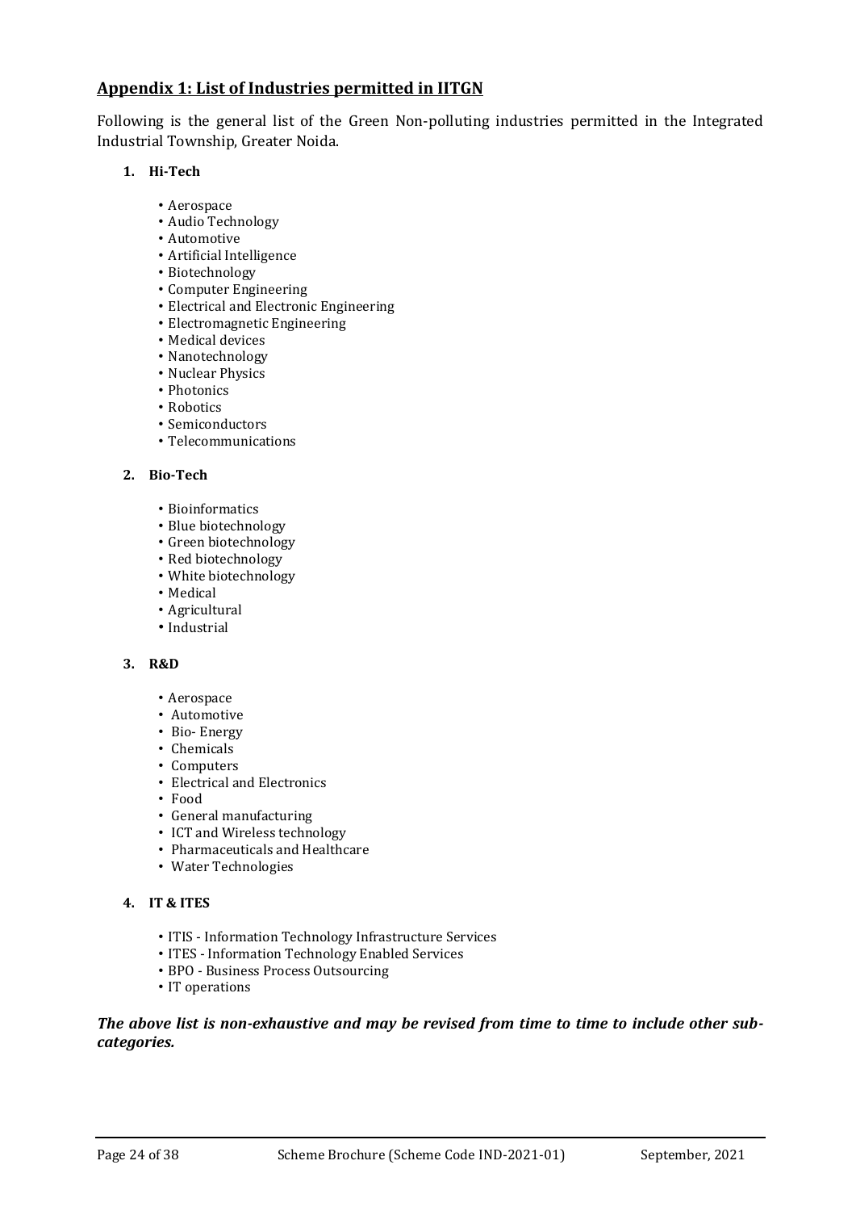## Appendix 1: List of Industries permitted in IITGN

Following is the general list of the Green Non-polluting industries permitted in the Integrated Industrial Township, Greater Noida.

1. **Hi-Tech**
    - Aerospace
    - Audio Technology
    - Automotive
    - Artificial Intelligence
    - Biotechnology
    - Computer Engineering
    - Electrical and Electronic Engineering
    - Electromagnetic Engineering
    - Medical devices
    - Nanotechnology
    - Nuclear Physics
    - Photonics
    - Robotics
    - Semiconductors
    - Telecommunications

2. **Bio-Tech**
    - Bioinformatics
    - Blue biotechnology
    - Green biotechnology
    - Red biotechnology
    - White biotechnology
    - Medical
    - Agricultural
    - Industrial

3. **R&D**
    - Aerospace
    - Automotive
    - Bio- Energy
    - Chemicals
    - Computers
    - Electrical and Electronics
    - Food
    - General manufacturing
    - ICT and Wireless technology
    - Pharmaceuticals and Healthcare
    - Water Technologies

4. **IT & ITES**
    - ITIS - Information Technology Infrastructure Services
    - ITES - Information Technology Enabled Services
    - BPO - Business Process Outsourcing
    - IT operations

***The above list is non-exhaustive and may be revised from time to time to include other sub-categories.***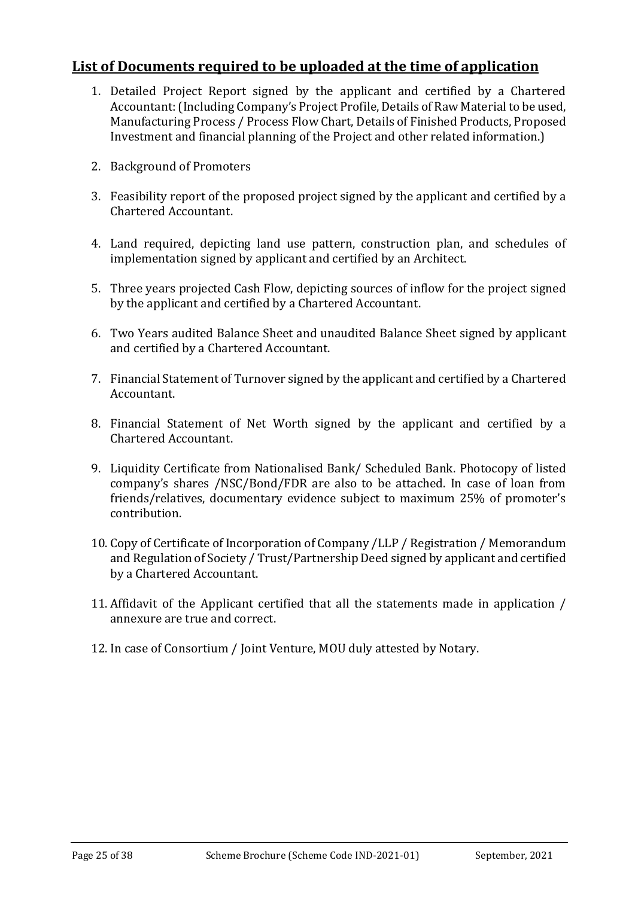## List of Documents required to be uploaded at the time of application

1. Detailed Project Report signed by the applicant and certified by a Chartered Accountant: (Including Company's Project Profile, Details of Raw Material to be used, Manufacturing Process / Process Flow Chart, Details of Finished Products, Proposed Investment and financial planning of the Project and other related information.)

2. Background of Promoters

3. Feasibility report of the proposed project signed by the applicant and certified by a Chartered Accountant.

4. Land required, depicting land use pattern, construction plan, and schedules of implementation signed by applicant and certified by an Architect.

5. Three years projected Cash Flow, depicting sources of inflow for the project signed by the applicant and certified by a Chartered Accountant.

6. Two Years audited Balance Sheet and unaudited Balance Sheet signed by applicant and certified by a Chartered Accountant.

7. Financial Statement of Turnover signed by the applicant and certified by a Chartered Accountant.

8. Financial Statement of Net Worth signed by the applicant and certified by a Chartered Accountant.

9. Liquidity Certificate from Nationalised Bank/ Scheduled Bank. Photocopy of listed company's shares /NSC/Bond/FDR are also to be attached. In case of loan from friends/relatives, documentary evidence subject to maximum 25% of promoter's contribution.

10. Copy of Certificate of Incorporation of Company /LLP / Registration / Memorandum and Regulation of Society / Trust/Partnership Deed signed by applicant and certified by a Chartered Accountant.

11. Affidavit of the Applicant certified that all the statements made in application / annexure are true and correct.

12. In case of Consortium / Joint Venture, MOU duly attested by Notary.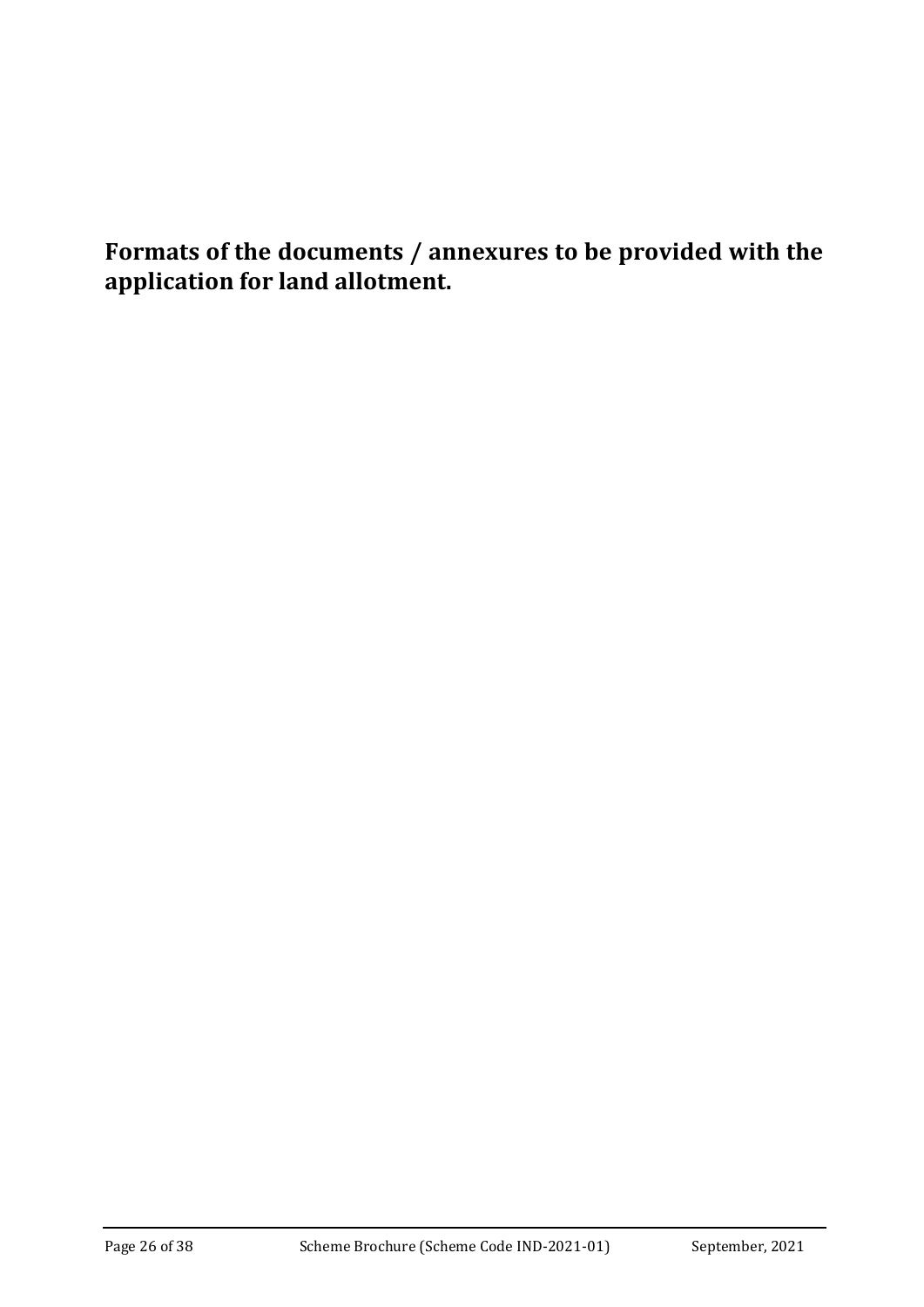**Formats of the documents / annexures to be provided with the application for land allotment.**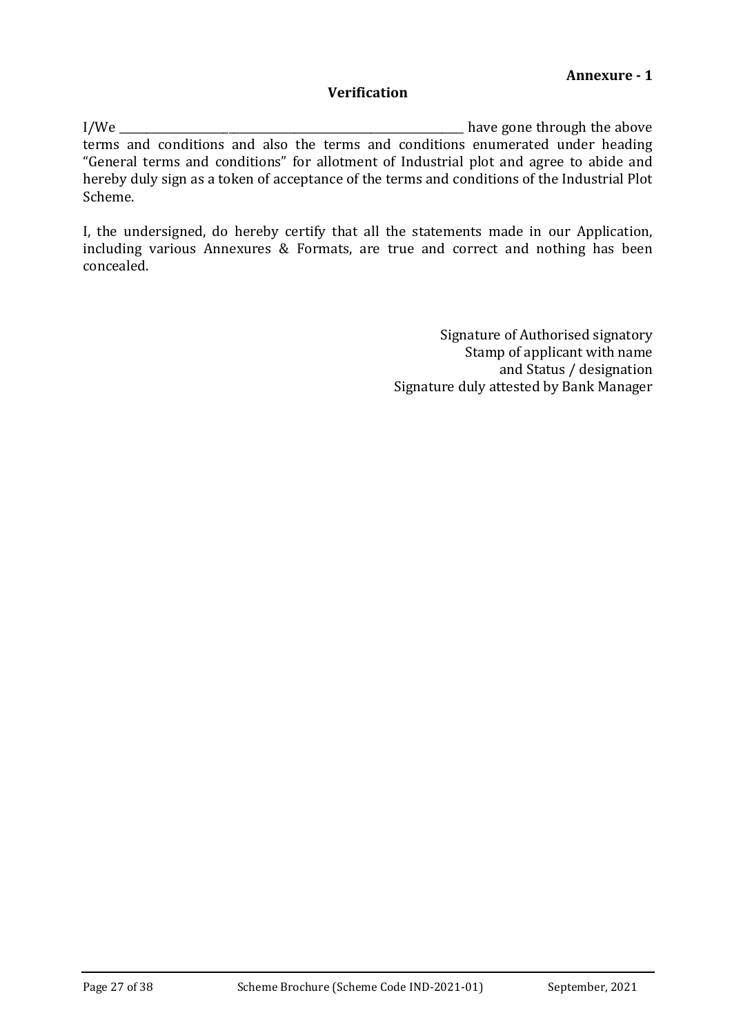**Annexure - 1**

## Verification

I/We ______________________________________________________________ have gone through the above terms and conditions and also the terms and conditions enumerated under heading "General terms and conditions" for allotment of Industrial plot and agree to abide and hereby duly sign as a token of acceptance of the terms and conditions of the Industrial Plot Scheme.

I, the undersigned, do hereby certify that all the statements made in our Application, including various Annexures & Formats, are true and correct and nothing has been concealed.

Signature of Authorised signatory
Stamp of applicant with name
and Status / designation
Signature duly attested by Bank Manager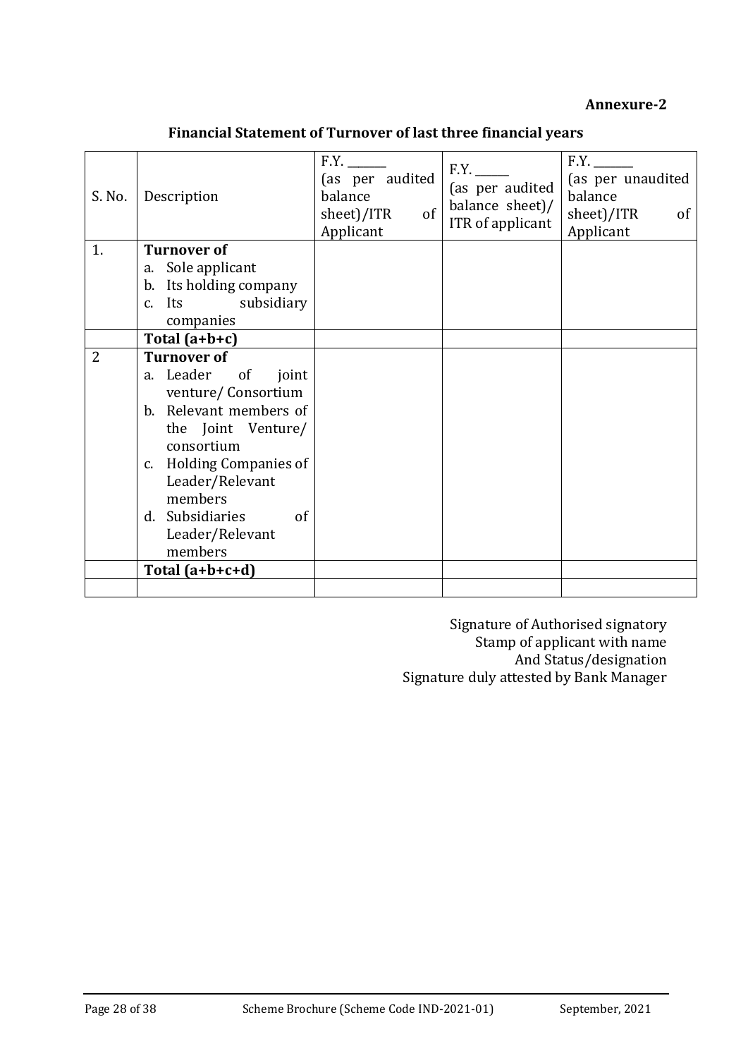**Annexure-2**

## Financial Statement of Turnover of last three financial years

| S. No. | Description | F.Y. _______ (as per audited balance sheet)/ITR of Applicant | F.Y. ______ (as per audited balance sheet)/ ITR of applicant | F.Y. _______ (as per unaudited balance sheet)/ITR of Applicant |
|---|---|---|---|---|
| 1. | **Turnover of**<br>a. Sole applicant<br>b. Its holding company<br>c. Its subsidiary companies | | | |
| | **Total (a+b+c)** | | | |
| 2 | **Turnover of**<br>a. Leader of joint venture/ Consortium<br>b. Relevant members of the Joint Venture/ consortium<br>c. Holding Companies of Leader/Relevant members<br>d. Subsidiaries of Leader/Relevant members | | | |
| | **Total (a+b+c+d)** | | | |
| | | | | |

Signature of Authorised signatory
Stamp of applicant with name
And Status/designation
Signature duly attested by Bank Manager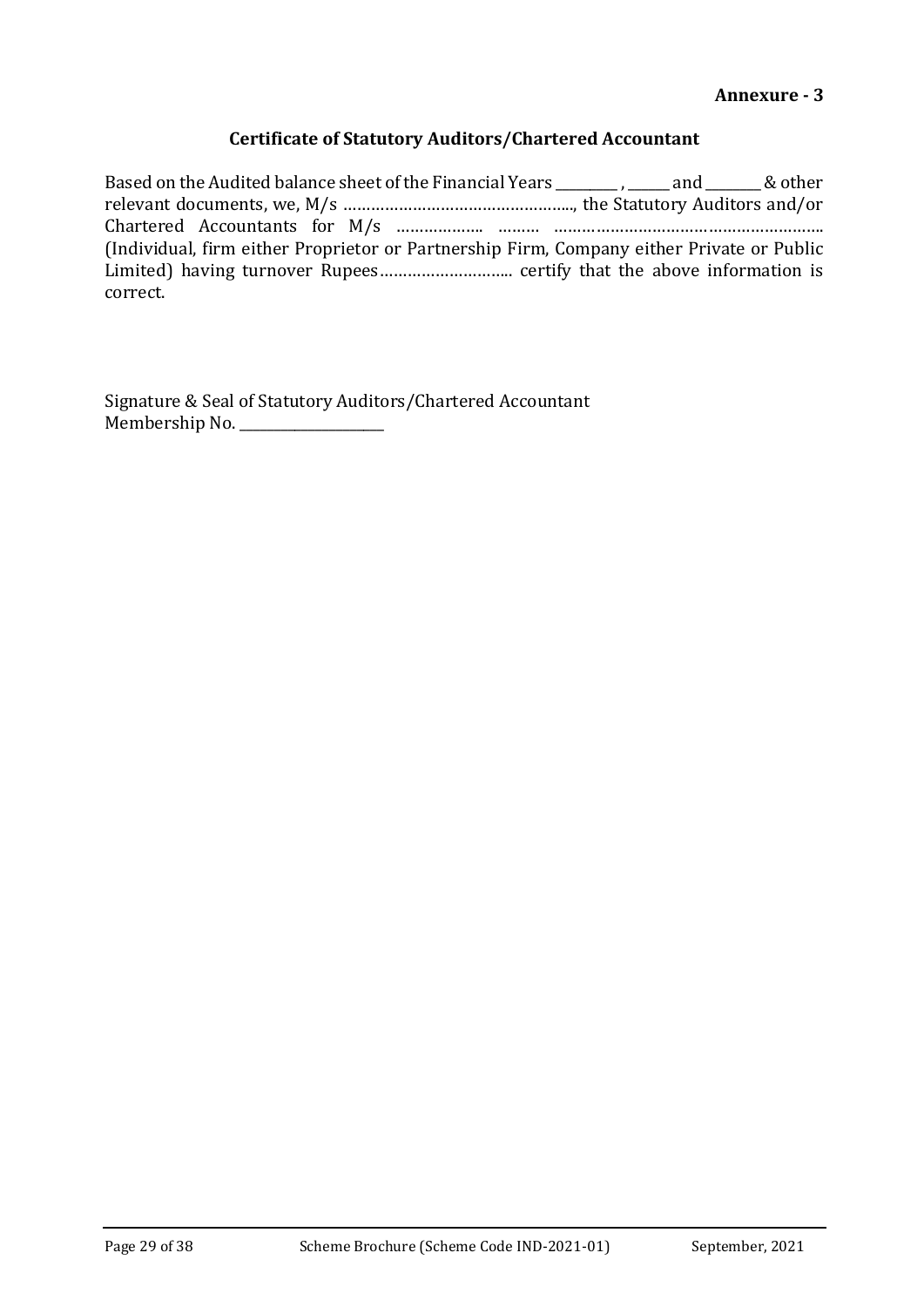**Annexure - 3**

## Certificate of Statutory Auditors/Chartered Accountant

Based on the Audited balance sheet of the Financial Years _________ , ______ and ________ & other relevant documents, we, M/s ……………………………………………., the Statutory Auditors and/or Chartered Accountants for M/s ……………….. ……… ………………………………………………….. (Individual, firm either Proprietor or Partnership Firm, Company either Private or Public Limited) having turnover Rupees……………………….. certify that the above information is correct.

Signature & Seal of Statutory Auditors/Chartered Accountant
Membership No. _____________________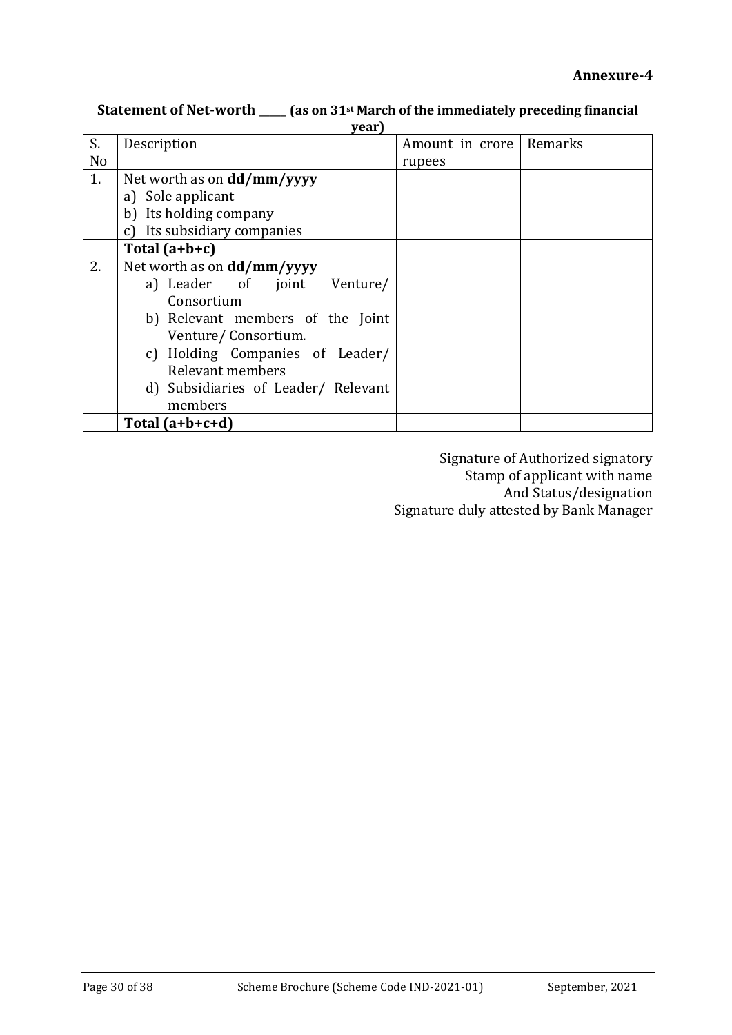**Annexure-4**

**Statement of Net-worth \_\_\_\_\_ (as on 31st March of the immediately preceding financial year)**

| S. No | Description | Amount in crore rupees | Remarks |
|---|---|---|---|
| 1. | Net worth as on **dd/mm/yyyy**<br>a) Sole applicant<br>b) Its holding company<br>c) Its subsidiary companies | | |
| | **Total (a+b+c)** | | |
| 2. | Net worth as on **dd/mm/yyyy**<br>a) Leader of joint Venture/ Consortium<br>b) Relevant members of the Joint Venture/ Consortium.<br>c) Holding Companies of Leader/ Relevant members<br>d) Subsidiaries of Leader/ Relevant members | | |
| | **Total (a+b+c+d)** | | |

Signature of Authorized signatory
Stamp of applicant with name
And Status/designation
Signature duly attested by Bank Manager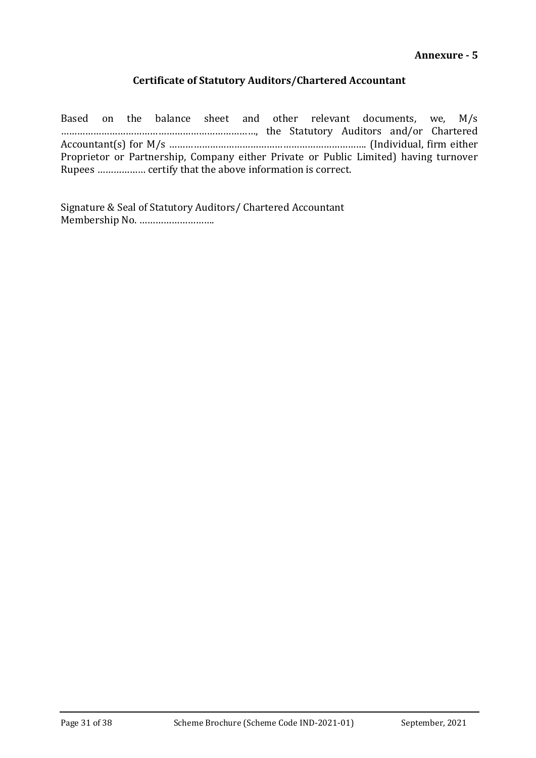**Annexure - 5**

## Certificate of Statutory Auditors/Chartered Accountant

Based on the balance sheet and other relevant documents, we, M/s ………………………………………………………………, the Statutory Auditors and/or Chartered Accountant(s) for M/s ……………………………………………………………….. (Individual, firm either Proprietor or Partnership, Company either Private or Public Limited) having turnover Rupees ……………… certify that the above information is correct.

Signature & Seal of Statutory Auditors/ Chartered Accountant
Membership No. ………………………..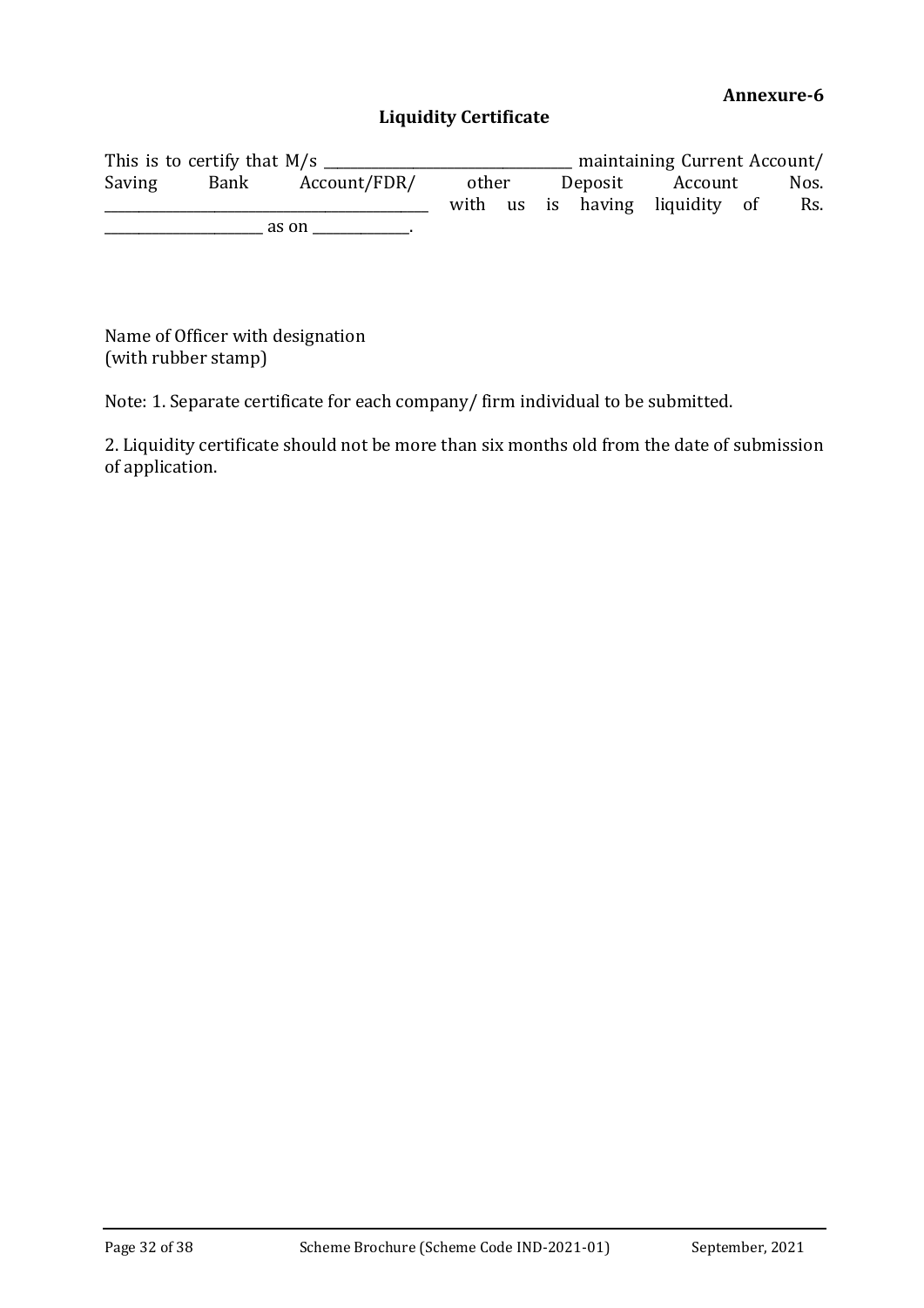**Annexure-6**

## Liquidity Certificate

This is to certify that M/s \_\_\_\_\_\_\_\_\_\_\_\_\_\_\_\_\_\_\_\_\_\_\_\_\_\_\_\_\_\_\_\_\_\_ maintaining Current Account/ Saving Bank Account/FDR/ other Deposit Account Nos. \_\_\_\_\_\_\_\_\_\_\_\_\_\_\_\_\_\_\_\_\_\_\_\_\_\_\_\_\_\_\_\_\_\_\_\_\_\_\_\_\_\_\_\_ with us is having liquidity of Rs. \_\_\_\_\_\_\_\_\_\_\_\_\_\_\_\_\_\_\_\_\_\_ as on \_\_\_\_\_\_\_\_\_\_\_\_\_.

Name of Officer with designation
(with rubber stamp)

Note: 1. Separate certificate for each company/ firm individual to be submitted.

2. Liquidity certificate should not be more than six months old from the date of submission of application.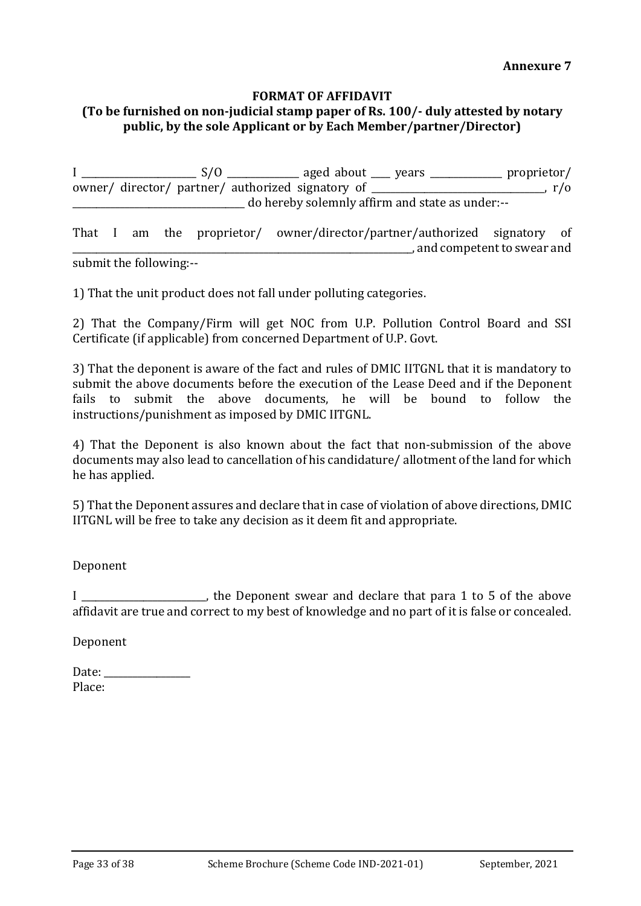**Annexure 7**

**FORMAT OF AFFIDAVIT**
**(To be furnished on non-judicial stamp paper of Rs. 100/- duly attested by notary public, by the sole Applicant or by Each Member/partner/Director)**

I ______________________ S/O _____________ aged about ____ years _____________ proprietor/ owner/ director/ partner/ authorized signatory of ________________________________, r/o ________________________________ do hereby solemnly affirm and state as under:--

That I am the proprietor/ owner/director/partner/authorized signatory of ________________________________________________________________, and competent to swear and submit the following:--

1) That the unit product does not fall under polluting categories.

2) That the Company/Firm will get NOC from U.P. Pollution Control Board and SSI Certificate (if applicable) from concerned Department of U.P. Govt.

3) That the deponent is aware of the fact and rules of DMIC IITGNL that it is mandatory to submit the above documents before the execution of the Lease Deed and if the Deponent fails to submit the above documents, he will be bound to follow the instructions/punishment as imposed by DMIC IITGNL.

4) That the Deponent is also known about the fact that non-submission of the above documents may also lead to cancellation of his candidature/ allotment of the land for which he has applied.

5) That the Deponent assures and declare that in case of violation of above directions, DMIC IITGNL will be free to take any decision as it deem fit and appropriate.

Deponent

I ______________________, the Deponent swear and declare that para 1 to 5 of the above affidavit are true and correct to my best of knowledge and no part of it is false or concealed.

Deponent

Date: _______________
Place: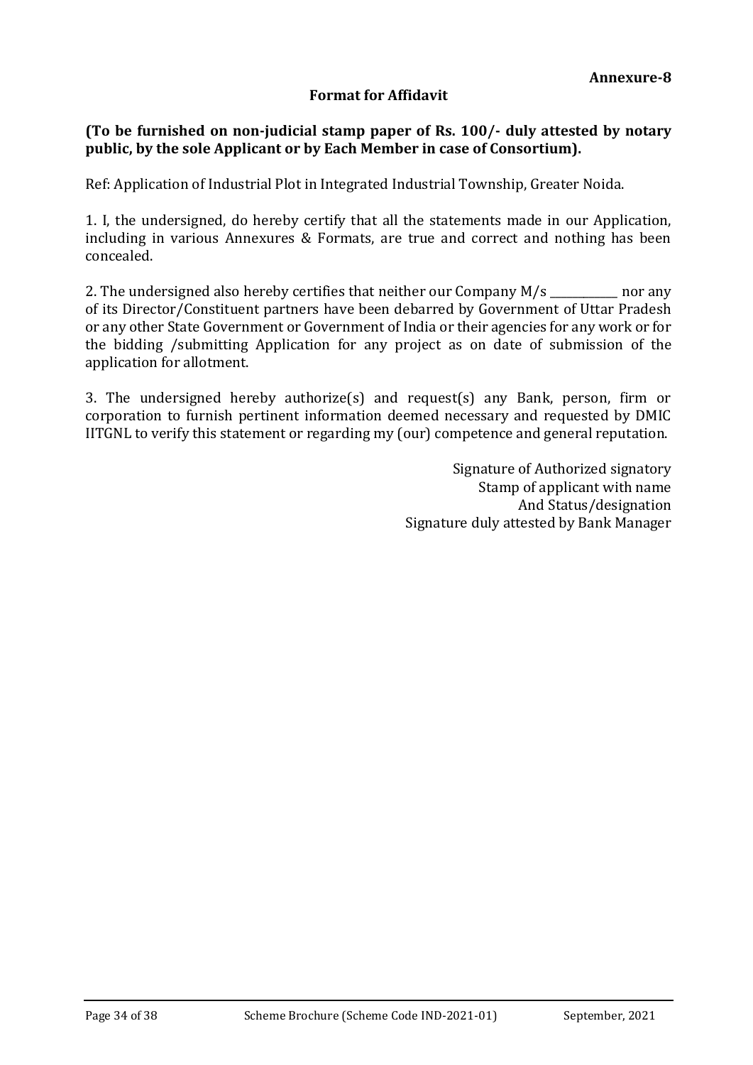**Annexure-8**

**Format for Affidavit**

**(To be furnished on non-judicial stamp paper of Rs. 100/- duly attested by notary public, by the sole Applicant or by Each Member in case of Consortium).**

Ref: Application of Industrial Plot in Integrated Industrial Township, Greater Noida.

1. I, the undersigned, do hereby certify that all the statements made in our Application, including in various Annexures & Formats, are true and correct and nothing has been concealed.

2. The undersigned also hereby certifies that neither our Company M/s ___________ nor any of its Director/Constituent partners have been debarred by Government of Uttar Pradesh or any other State Government or Government of India or their agencies for any work or for the bidding /submitting Application for any project as on date of submission of the application for allotment.

3. The undersigned hereby authorize(s) and request(s) any Bank, person, firm or corporation to furnish pertinent information deemed necessary and requested by DMIC IITGNL to verify this statement or regarding my (our) competence and general reputation.

Signature of Authorized signatory
Stamp of applicant with name
And Status/designation
Signature duly attested by Bank Manager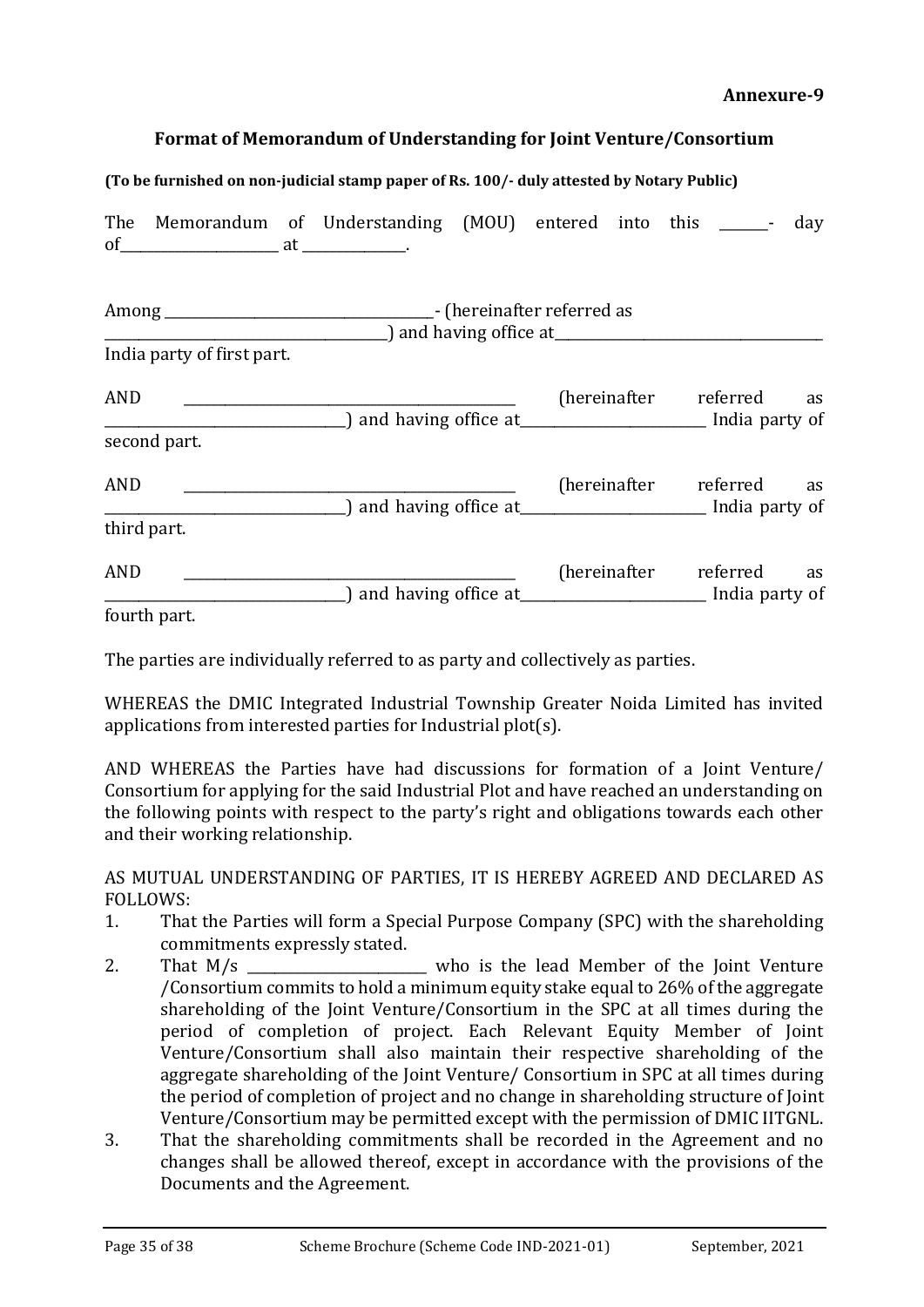**Annexure-9**

## Format of Memorandum of Understanding for Joint Venture/Consortium

**(To be furnished on non-judicial stamp paper of Rs. 100/- duly attested by Notary Public)**

The Memorandum of Understanding (MOU) entered into this \_\_\_\_\_\_\_- day of\_\_\_\_\_\_\_\_\_\_\_\_\_\_\_\_\_\_\_\_\_\_\_ at \_\_\_\_\_\_\_\_\_\_\_\_\_\_\_.

Among \_\_\_\_\_\_\_\_\_\_\_\_\_\_\_\_\_\_\_\_\_\_\_\_\_\_\_\_\_\_\_\_\_\_\_\_\_\_\_- (hereinafter referred as \_\_\_\_\_\_\_\_\_\_\_\_\_\_\_\_\_\_\_\_\_\_\_\_\_\_\_\_\_\_\_\_\_\_\_\_\_\_\_\_\_) and having office at\_\_\_\_\_\_\_\_\_\_\_\_\_\_\_\_\_\_\_\_\_\_\_\_\_\_\_\_\_\_\_\_\_\_\_\_\_\_\_ India party of first part.

AND \_\_\_\_\_\_\_\_\_\_\_\_\_\_\_\_\_\_\_\_\_\_\_\_\_\_\_\_\_\_\_\_\_\_\_\_\_\_\_\_\_\_\_\_\_\_\_\_ (hereinafter referred as \_\_\_\_\_\_\_\_\_\_\_\_\_\_\_\_\_\_\_\_\_\_\_\_\_\_\_\_\_\_\_\_\_\_\_) and having office at\_\_\_\_\_\_\_\_\_\_\_\_\_\_\_\_\_\_\_\_\_\_\_\_\_\_\_ India party of second part.

AND \_\_\_\_\_\_\_\_\_\_\_\_\_\_\_\_\_\_\_\_\_\_\_\_\_\_\_\_\_\_\_\_\_\_\_\_\_\_\_\_\_\_\_\_\_\_\_\_ (hereinafter referred as \_\_\_\_\_\_\_\_\_\_\_\_\_\_\_\_\_\_\_\_\_\_\_\_\_\_\_\_\_\_\_\_\_\_\_) and having office at\_\_\_\_\_\_\_\_\_\_\_\_\_\_\_\_\_\_\_\_\_\_\_\_\_\_\_ India party of third part.

AND \_\_\_\_\_\_\_\_\_\_\_\_\_\_\_\_\_\_\_\_\_\_\_\_\_\_\_\_\_\_\_\_\_\_\_\_\_\_\_\_\_\_\_\_\_\_\_\_ (hereinafter referred as \_\_\_\_\_\_\_\_\_\_\_\_\_\_\_\_\_\_\_\_\_\_\_\_\_\_\_\_\_\_\_\_\_\_\_) and having office at\_\_\_\_\_\_\_\_\_\_\_\_\_\_\_\_\_\_\_\_\_\_\_\_\_\_\_ India party of fourth part.

The parties are individually referred to as party and collectively as parties.

WHEREAS the DMIC Integrated Industrial Township Greater Noida Limited has invited applications from interested parties for Industrial plot(s).

AND WHEREAS the Parties have had discussions for formation of a Joint Venture/ Consortium for applying for the said Industrial Plot and have reached an understanding on the following points with respect to the party's right and obligations towards each other and their working relationship.

AS MUTUAL UNDERSTANDING OF PARTIES, IT IS HEREBY AGREED AND DECLARED AS FOLLOWS:

1. That the Parties will form a Special Purpose Company (SPC) with the shareholding commitments expressly stated.
2. That M/s \_\_\_\_\_\_\_\_\_\_\_\_\_\_\_\_\_\_\_\_\_\_\_\_\_\_ who is the lead Member of the Joint Venture /Consortium commits to hold a minimum equity stake equal to 26% of the aggregate shareholding of the Joint Venture/Consortium in the SPC at all times during the period of completion of project. Each Relevant Equity Member of Joint Venture/Consortium shall also maintain their respective shareholding of the aggregate shareholding of the Joint Venture/ Consortium in SPC at all times during the period of completion of project and no change in shareholding structure of Joint Venture/Consortium may be permitted except with the permission of DMIC IITGNL.
3. That the shareholding commitments shall be recorded in the Agreement and no changes shall be allowed thereof, except in accordance with the provisions of the Documents and the Agreement.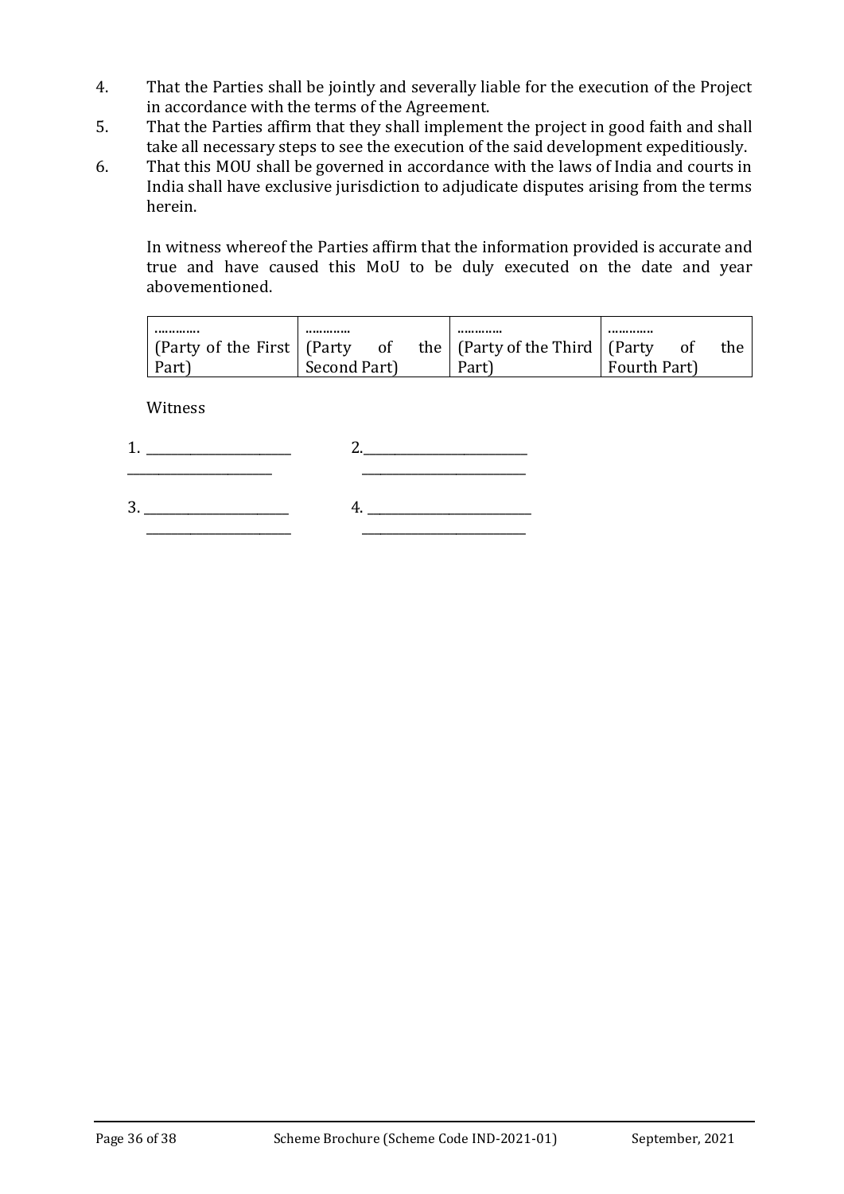4. That the Parties shall be jointly and severally liable for the execution of the Project in accordance with the terms of the Agreement.
5. That the Parties affirm that they shall implement the project in good faith and shall take all necessary steps to see the execution of the said development expeditiously.
6. That this MOU shall be governed in accordance with the laws of India and courts in India shall have exclusive jurisdiction to adjudicate disputes arising from the terms herein.

In witness whereof the Parties affirm that the information provided is accurate and true and have caused this MoU to be duly executed on the date and year abovementioned.

| ………….<br>(Party of the First Part) | …………<br>(Party of the Second Part) | …………<br>(Party of the Third Part) | …………<br>(Party of the Fourth Part) |
|---|---|---|---|

Witness

1. ______________________
   ______________________

2. ______________________
   ______________________

3. ______________________
   ______________________

4. ______________________
   ______________________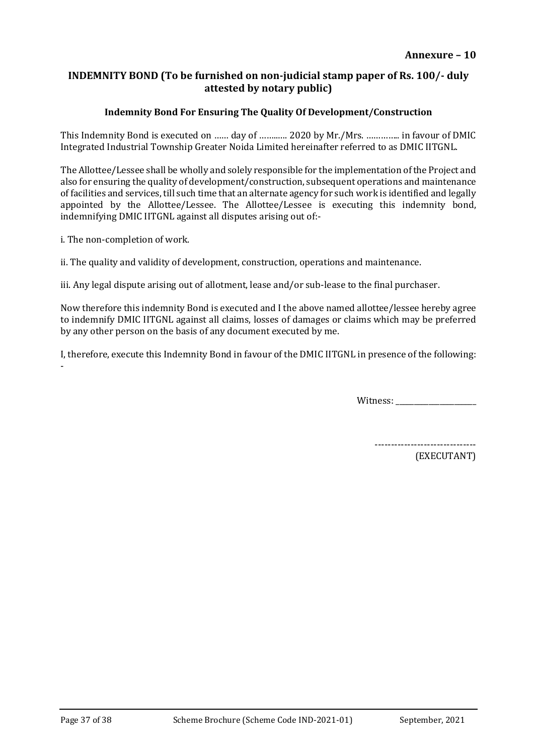**Annexure – 10**

## INDEMNITY BOND (To be furnished on non-judicial stamp paper of Rs. 100/- duly attested by notary public)

### Indemnity Bond For Ensuring The Quality Of Development/Construction

This Indemnity Bond is executed on …… day of ……..… 2020 by Mr./Mrs. ………….. in favour of DMIC Integrated Industrial Township Greater Noida Limited hereinafter referred to as DMIC IITGNL.

The Allottee/Lessee shall be wholly and solely responsible for the implementation of the Project and also for ensuring the quality of development/construction, subsequent operations and maintenance of facilities and services, till such time that an alternate agency for such work is identified and legally appointed by the Allottee/Lessee. The Allottee/Lessee is executing this indemnity bond, indemnifying DMIC IITGNL against all disputes arising out of:-

i. The non-completion of work.

ii. The quality and validity of development, construction, operations and maintenance.

iii. Any legal dispute arising out of allotment, lease and/or sub-lease to the final purchaser.

Now therefore this indemnity Bond is executed and I the above named allottee/lessee hereby agree to indemnify DMIC IITGNL against all claims, losses of damages or claims which may be preferred by any other person on the basis of any document executed by me.

I, therefore, execute this Indemnity Bond in favour of the DMIC IITGNL in presence of the following: -

Witness: ____________________

-------------------------------
(EXECUTANT)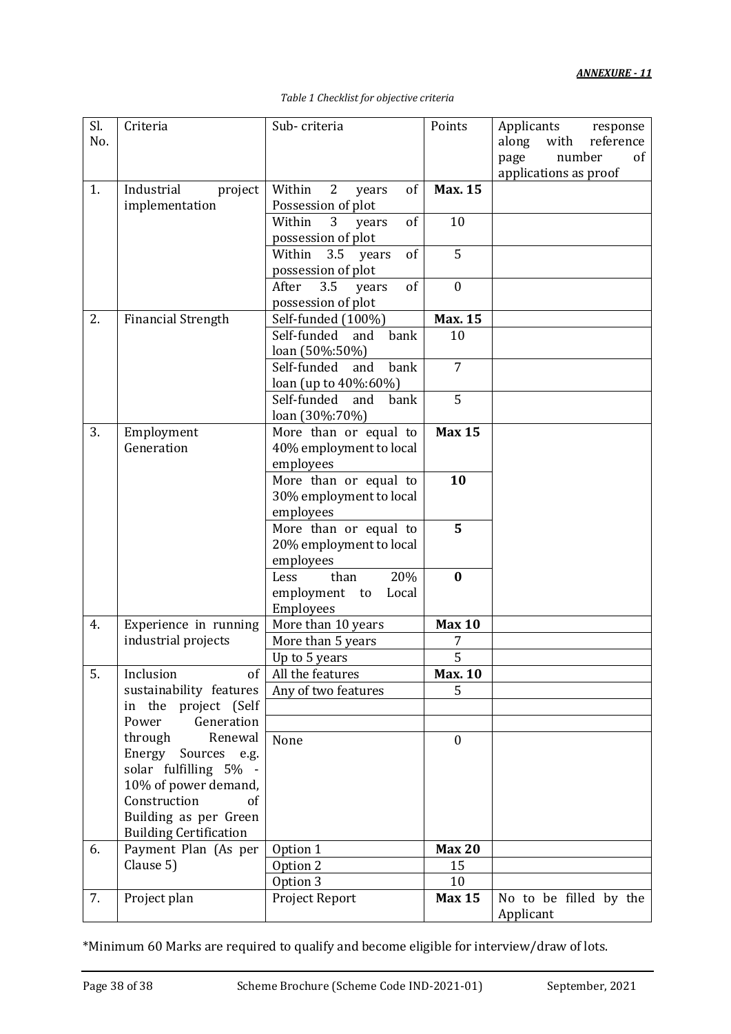***ANNEXURE - 11***

*Table 1 Checklist for objective criteria*

| Sl. No. | Criteria | Sub- criteria | Points | Applicants response along with reference page number of applications as proof |
|---|---|---|---|---|
| 1. | Industrial project implementation | Within 2 years of Possession of plot | **Max. 15** | |
| | | Within 3 years of possession of plot | 10 | |
| | | Within 3.5 years of possession of plot | 5 | |
| | | After 3.5 years of possession of plot | 0 | |
| 2. | Financial Strength | Self-funded (100%) | **Max. 15** | |
| | | Self-funded and bank loan (50%:50%) | 10 | |
| | | Self-funded and bank loan (up to 40%:60%) | 7 | |
| | | Self-funded and bank loan (30%:70%) | 5 | |
| 3. | Employment Generation | More than or equal to 40% employment to local employees | **Max 15** | |
| | | More than or equal to 30% employment to local employees | **10** | |
| | | More than or equal to 20% employment to local employees | **5** | |
| | | Less than 20% employment to Local Employees | **0** | |
| 4. | Experience in running industrial projects | More than 10 years | **Max 10** | |
| | | More than 5 years | 7 | |
| | | Up to 5 years | 5 | |
| 5. | Inclusion of sustainability features in the project (Self Power Generation through Renewal Energy Sources e.g. solar fulfilling 5% - 10% of power demand, Construction of Building as per Green Building Certification | All the features | **Max. 10** | |
| | | Any of two features | 5 | |
| | | | | |
| | | | | |
| | | None | 0 | |
| 6. | Payment Plan (As per Clause 5) | Option 1 | **Max 20** | |
| | | Option 2 | 15 | |
| | | Option 3 | 10 | |
| 7. | Project plan | Project Report | **Max 15** | No to be filled by the Applicant |

*Minimum 60 Marks are required to qualify and become eligible for interview/draw of lots.